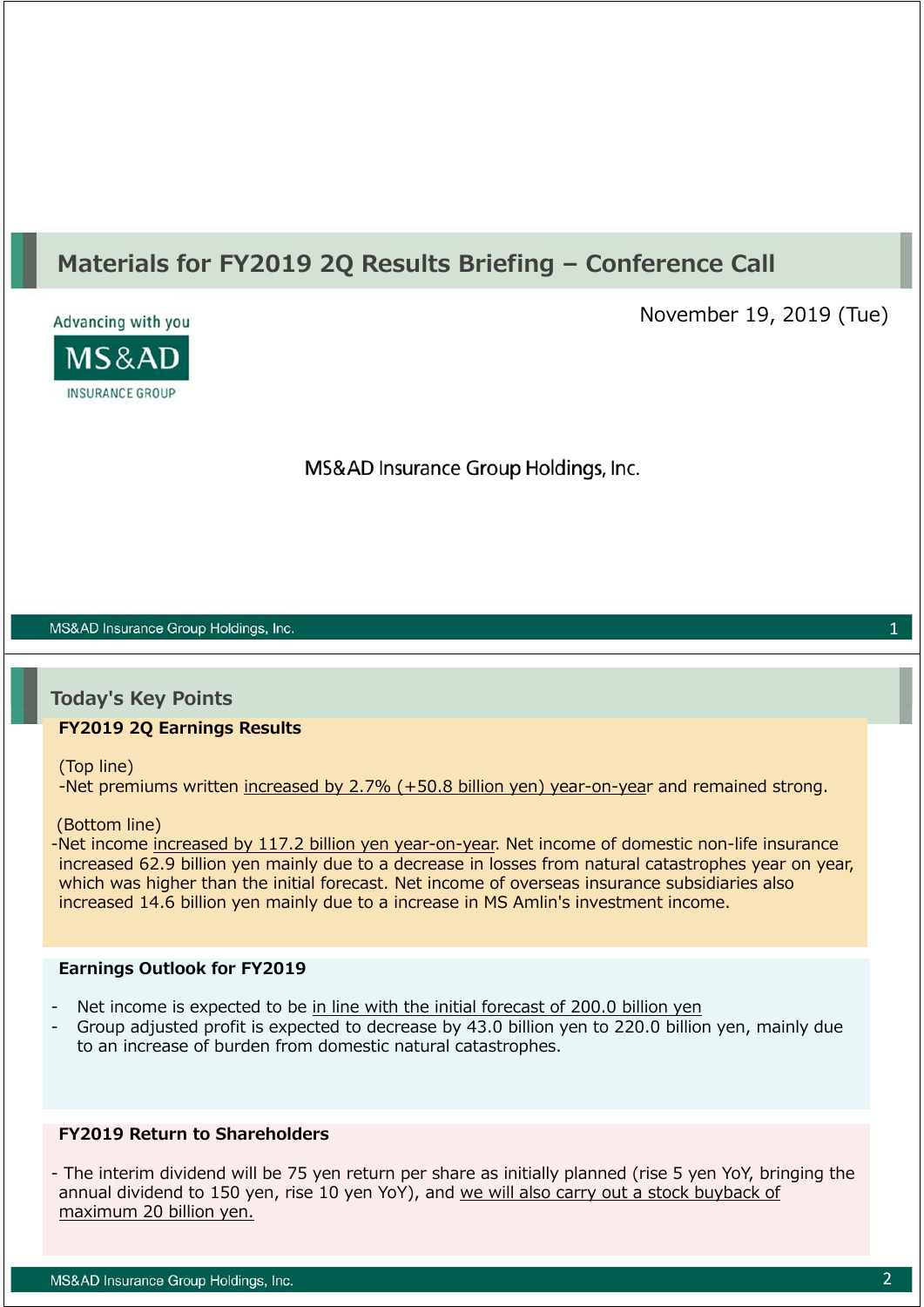# Materials for FY2019 2Q Results Briefing – Conference Call

November 19, 2019 (Tue)

Advancing with you

MS&AD

INSURANCE GROUP

MS&AD Insurance Group Holdings, Inc.

## Today's Key Points

### FY2019 2Q Earnings Results

(Top line)

-Net premiums written increased by 2.7% (+50.8 billion yen) year-on-year and remained strong.

(Bottom line)

-Net income increased by 117.2 billion yen year-on-year. Net income of domestic non-life insurance increased 62.9 billion yen mainly due to a decrease in losses from natural catastrophes year on year, which was higher than the initial forecast. Net income of overseas insurance subsidiaries also increased 14.6 billion yen mainly due to a increase in MS Amlin's investment income.

### Earnings Outlook for FY2019

- Net income is expected to be in line with the initial forecast of 200.0 billion yen
- Group adjusted profit is expected to decrease by 43.0 billion yen to 220.0 billion yen, mainly due to an increase of burden from domestic natural catastrophes.

### FY2019 Return to Shareholders

- The interim dividend will be 75 yen return per share as initially planned (rise 5 yen YoY, bringing the annual dividend to 150 yen, rise 10 yen YoY), and we will also carry out a stock buyback of maximum 20 billion yen.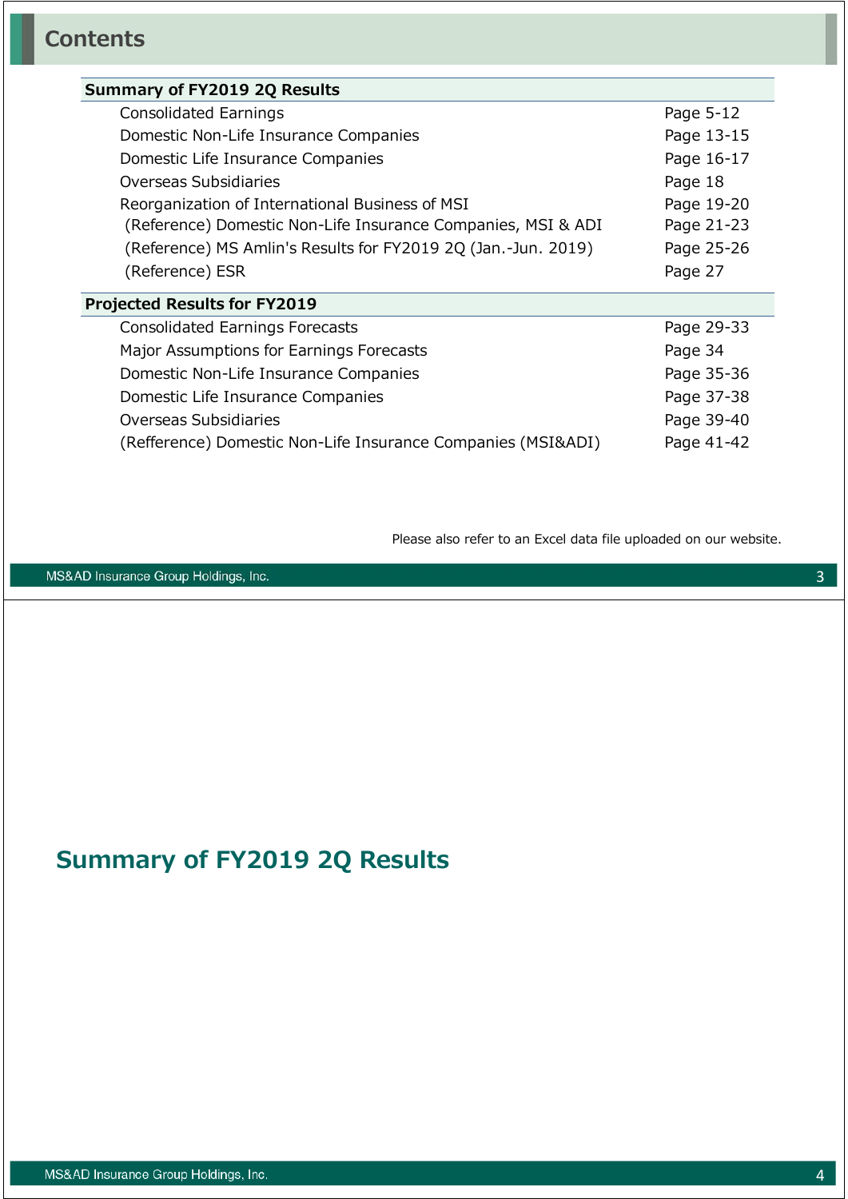# Contents

| Summary of FY2019 2Q Results | |
|---|---|
| Consolidated Earnings | Page 5-12 |
| Domestic Non-Life Insurance Companies | Page 13-15 |
| Domestic Life Insurance Companies | Page 16-17 |
| Overseas Subsidiaries | Page 18 |
| Reorganization of International Business of MSI | Page 19-20 |
| (Reference) Domestic Non-Life Insurance Companies, MSI & ADI | Page 21-23 |
| (Reference) MS Amlin's Results for FY2019 2Q (Jan.-Jun. 2019) | Page 25-26 |
| (Reference) ESR | Page 27 |

| Projected Results for FY2019 | |
|---|---|
| Consolidated Earnings Forecasts | Page 29-33 |
| Major Assumptions for Earnings Forecasts | Page 34 |
| Domestic Non-Life Insurance Companies | Page 35-36 |
| Domestic Life Insurance Companies | Page 37-38 |
| Overseas Subsidiaries | Page 39-40 |
| (Refference) Domestic Non-Life Insurance Companies (MSI&ADI) | Page 41-42 |

Please also refer to an Excel data file uploaded on our website.

# Summary of FY2019 2Q Results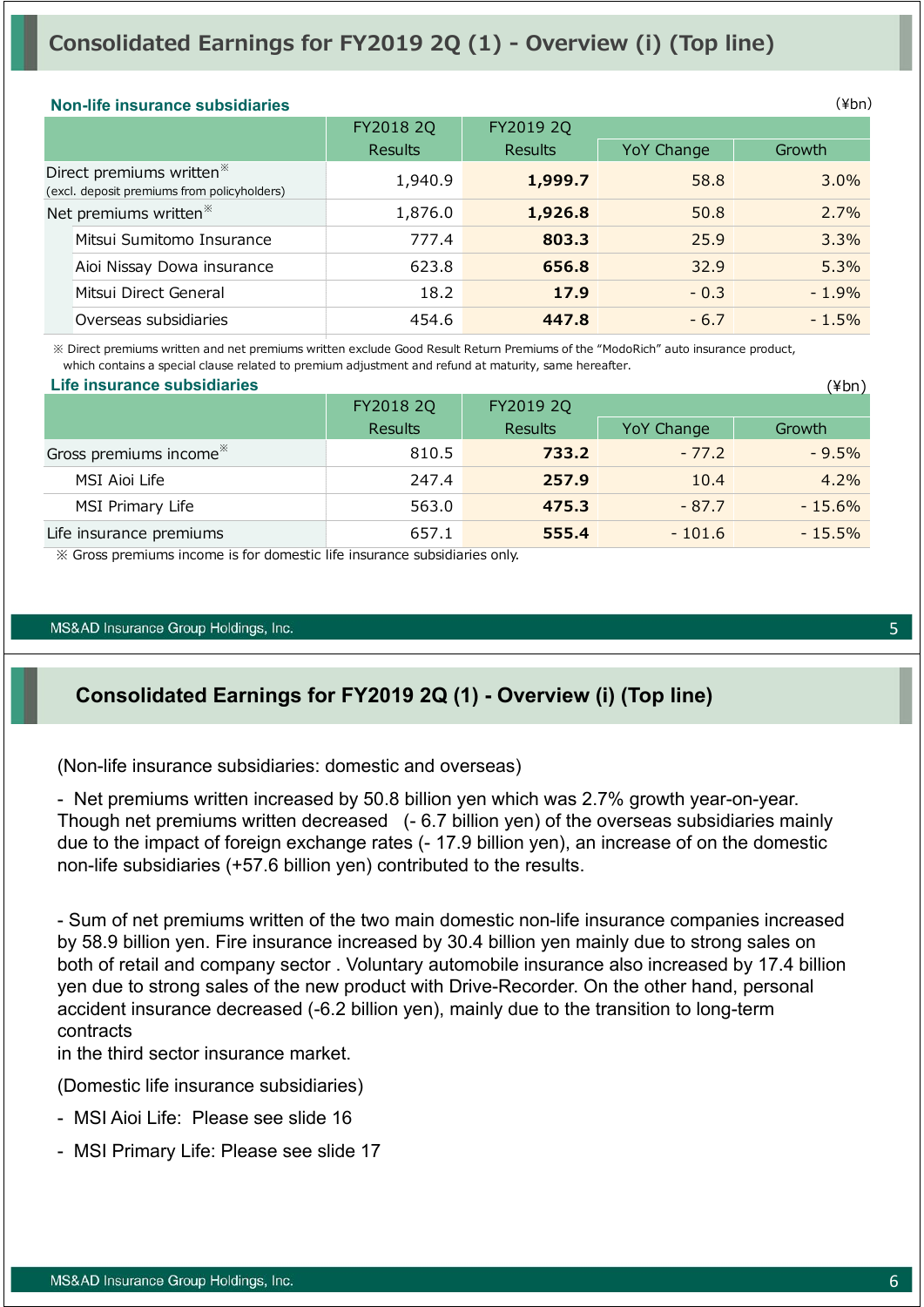# Consolidated Earnings for FY2019 2Q (1) - Overview (i) (Top line)

**Non-life insurance subsidiaries**

(¥bn)

| | FY2018 2Q Results | FY2019 2Q Results | YoY Change | Growth |
|---|---|---|---|---|
| Direct premiums written※ (excl. deposit premiums from policyholders) | 1,940.9 | **1,999.7** | 58.8 | 3.0% |
| Net premiums written※ | 1,876.0 | **1,926.8** | 50.8 | 2.7% |
| Mitsui Sumitomo Insurance | 777.4 | **803.3** | 25.9 | 3.3% |
| Aioi Nissay Dowa insurance | 623.8 | **656.8** | 32.9 | 5.3% |
| Mitsui Direct General | 18.2 | **17.9** | - 0.3 | - 1.9% |
| Overseas subsidiaries | 454.6 | **447.8** | - 6.7 | - 1.5% |

※ Direct premiums written and net premiums written exclude Good Result Return Premiums of the "ModoRich" auto insurance product, which contains a special clause related to premium adjustment and refund at maturity, same hereafter.

**Life insurance subsidiaries**

(¥bn)

| | FY2018 2Q Results | FY2019 2Q Results | YoY Change | Growth |
|---|---|---|---|---|
| Gross premiums income※ | 810.5 | **733.2** | - 77.2 | - 9.5% |
| MSI Aioi Life | 247.4 | **257.9** | 10.4 | 4.2% |
| MSI Primary Life | 563.0 | **475.3** | - 87.7 | - 15.6% |
| Life insurance premiums | 657.1 | **555.4** | - 101.6 | - 15.5% |

※ Gross premiums income is for domestic life insurance subsidiaries only.

# Consolidated Earnings for FY2019 2Q (1) - Overview (i) (Top line)

(Non-life insurance subsidiaries: domestic and overseas)

- Net premiums written increased by 50.8 billion yen which was 2.7% growth year-on-year. Though net premiums written decreased (- 6.7 billion yen) of the overseas subsidiaries mainly due to the impact of foreign exchange rates (- 17.9 billion yen), an increase of on the domestic non-life subsidiaries (+57.6 billion yen) contributed to the results.

- Sum of net premiums written of the two main domestic non-life insurance companies increased by 58.9 billion yen. Fire insurance increased by 30.4 billion yen mainly due to strong sales on both of retail and company sector . Voluntary automobile insurance also increased by 17.4 billion yen due to strong sales of the new product with Drive-Recorder. On the other hand, personal accident insurance decreased (-6.2 billion yen), mainly due to the transition to long-term contracts in the third sector insurance market.

(Domestic life insurance subsidiaries)

- MSI Aioi Life: Please see slide 16
- MSI Primary Life: Please see slide 17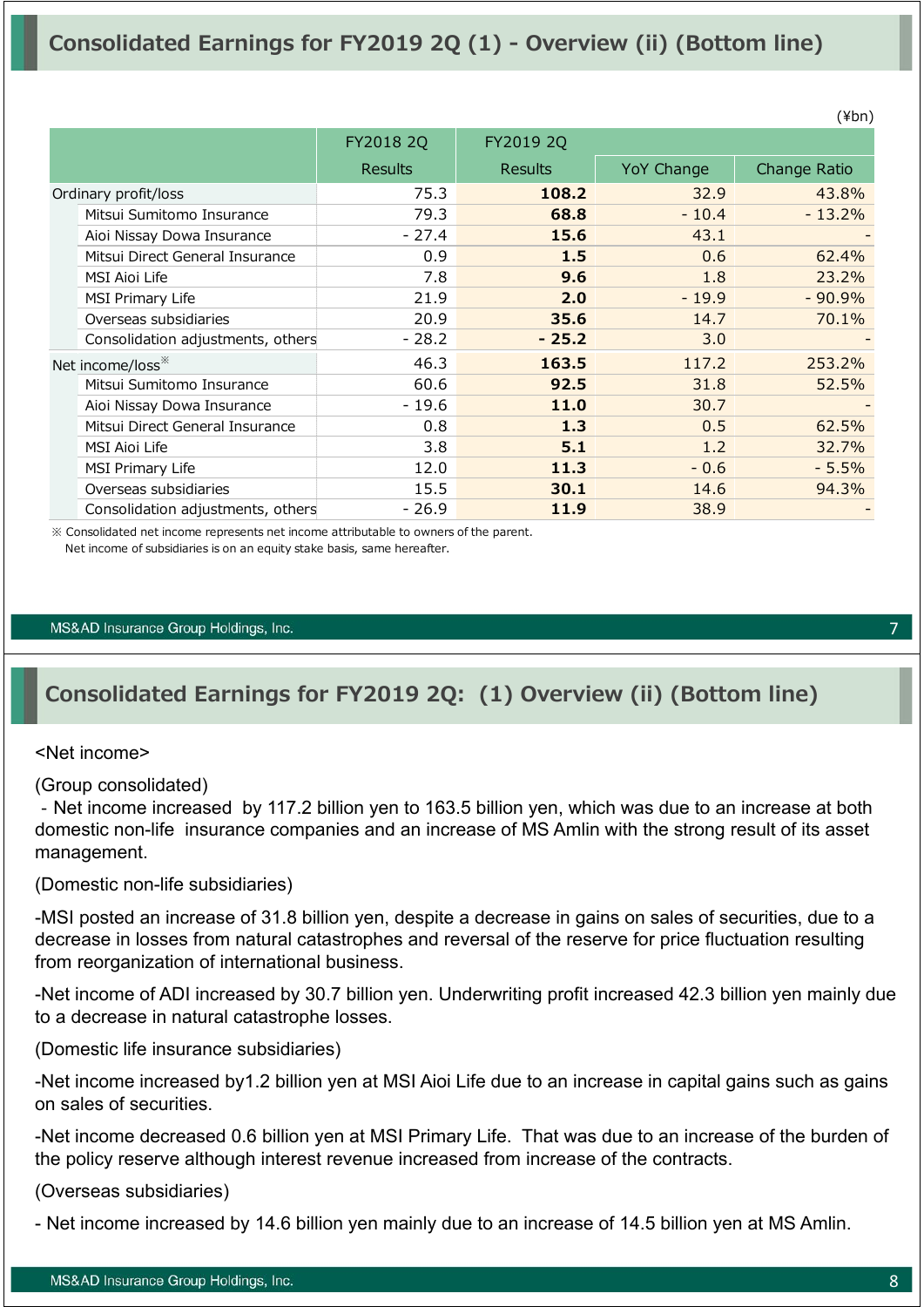## Consolidated Earnings for FY2019 2Q (1) - Overview (ii) (Bottom line)

(¥bn)

| | FY2018 2Q | FY2019 2Q | | |
|---|---|---|---|---|
| | Results | Results | YoY Change | Change Ratio |
| Ordinary profit/loss | 75.3 | **108.2** | 32.9 | 43.8% |
| Mitsui Sumitomo Insurance | 79.3 | **68.8** | - 10.4 | - 13.2% |
| Aioi Nissay Dowa Insurance | - 27.4 | **15.6** | 43.1 | - |
| Mitsui Direct General Insurance | 0.9 | **1.5** | 0.6 | 62.4% |
| MSI Aioi Life | 7.8 | **9.6** | 1.8 | 23.2% |
| MSI Primary Life | 21.9 | **2.0** | - 19.9 | - 90.9% |
| Overseas subsidiaries | 20.9 | **35.6** | 14.7 | 70.1% |
| Consolidation adjustments, others | - 28.2 | **- 25.2** | 3.0 | - |
| Net income/loss※ | 46.3 | **163.5** | 117.2 | 253.2% |
| Mitsui Sumitomo Insurance | 60.6 | **92.5** | 31.8 | 52.5% |
| Aioi Nissay Dowa Insurance | - 19.6 | **11.0** | 30.7 | - |
| Mitsui Direct General Insurance | 0.8 | **1.3** | 0.5 | 62.5% |
| MSI Aioi Life | 3.8 | **5.1** | 1.2 | 32.7% |
| MSI Primary Life | 12.0 | **11.3** | - 0.6 | - 5.5% |
| Overseas subsidiaries | 15.5 | **30.1** | 14.6 | 94.3% |
| Consolidation adjustments, others | - 26.9 | **11.9** | 38.9 | - |

※ Consolidated net income represents net income attributable to owners of the parent.
Net income of subsidiaries is on an equity stake basis, same hereafter.

## Consolidated Earnings for FY2019 2Q: (1) Overview (ii) (Bottom line)

<Net income>

(Group consolidated)

- Net income increased by 117.2 billion yen to 163.5 billion yen, which was due to an increase at both domestic non-life insurance companies and an increase of MS Amlin with the strong result of its asset management.

(Domestic non-life subsidiaries)

-MSI posted an increase of 31.8 billion yen, despite a decrease in gains on sales of securities, due to a decrease in losses from natural catastrophes and reversal of the reserve for price fluctuation resulting from reorganization of international business.

-Net income of ADI increased by 30.7 billion yen. Underwriting profit increased 42.3 billion yen mainly due to a decrease in natural catastrophe losses.

(Domestic life insurance subsidiaries)

-Net income increased by1.2 billion yen at MSI Aioi Life due to an increase in capital gains such as gains on sales of securities.

-Net income decreased 0.6 billion yen at MSI Primary Life. That was due to an increase of the burden of the policy reserve although interest revenue increased from increase of the contracts.

(Overseas subsidiaries)

- Net income increased by 14.6 billion yen mainly due to an increase of 14.5 billion yen at MS Amlin.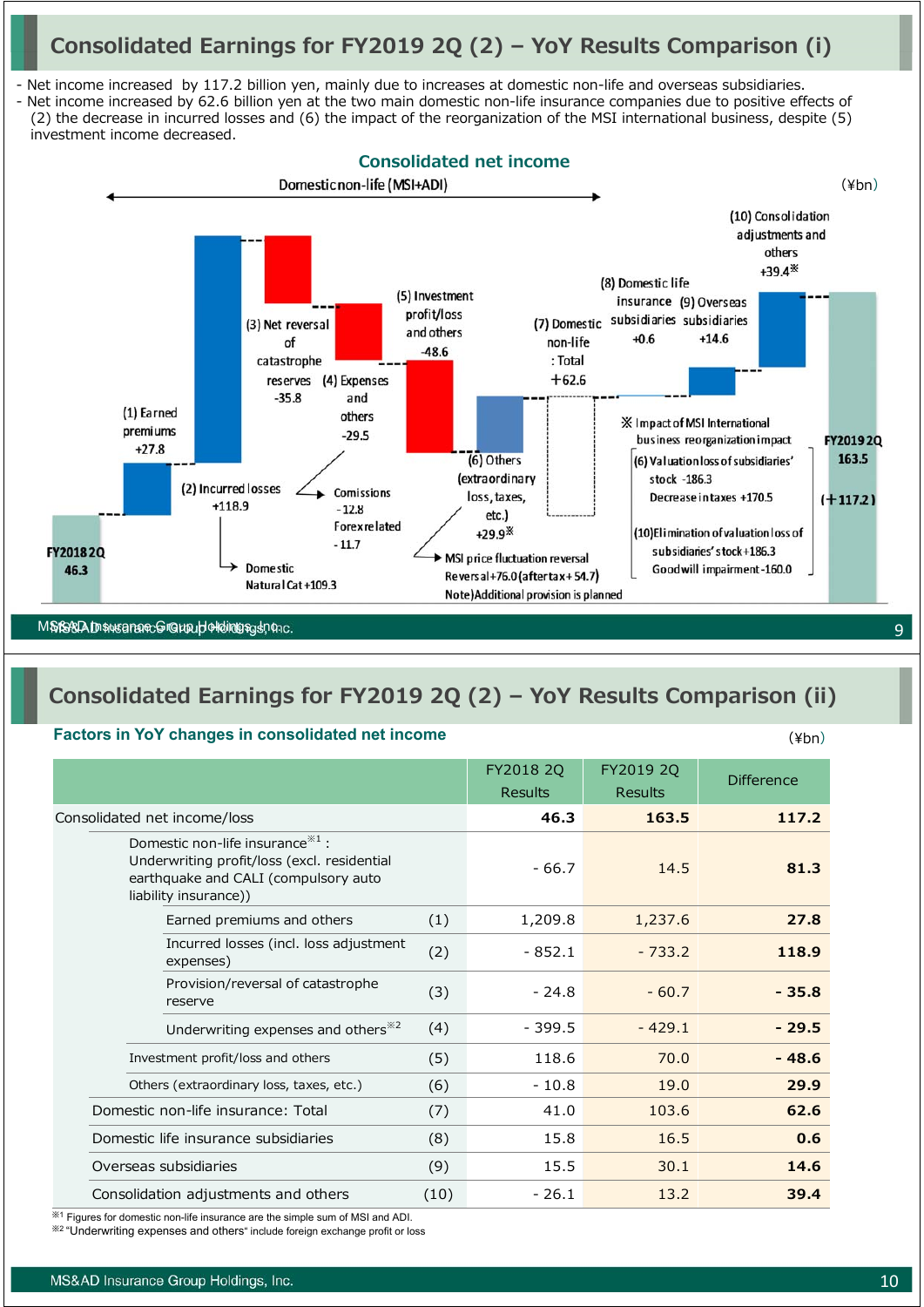# Consolidated Earnings for FY2019 2Q (2) – YoY Results Comparison (i)

- Net income increased by 117.2 billion yen, mainly due to increases at domestic non-life and overseas subsidiaries.
- Net income increased by 62.6 billion yen at the two main domestic non-life insurance companies due to positive effects of (2) the decrease in incurred losses and (6) the impact of the reorganization of the MSI international business, despite (5) investment income decreased.

## Consolidated net income

(¥bn)

Domestic non-life (MSI+ADI)

- FY2018 2Q: 46.3
- (1) Earned premiums: +27.8
- (2) Incurred losses: +118.9
  - Domestic Natural Cat +109.3
- (3) Net reversal of catastrophe reserves: -35.8
- (4) Expenses and others: -29.5
  - Comissions -12.8
  - Forex related -11.7
- (5) Investment profit/loss and others: -48.6
  - MSI price fluctuation reversal Reversal +76.0 (after tax +54.7)
  - Note) Additional provision is planned
- (6) Others (extraordinary loss, taxes, etc.): +29.9※
- (7) Domestic non-life : Total: +62.6
- (8) Domestic life insurance subsidiaries: +0.6
- (9) Overseas subsidiaries: +14.6
- (10) Consolidation adjustments and others: +39.4※
- FY2019 2Q: 163.5 (+117.2)

※ Impact of MSI International business reorganization impact

- (6) Valuation loss of subsidiaries' stock -186.3
- Decrease in taxes +170.5
- (10) Elimination of valuation loss of subsidiaries' stock +186.3
- Goodwill impairment -160.0

# Consolidated Earnings for FY2019 2Q (2) – YoY Results Comparison (ii)

## Factors in YoY changes in consolidated net income

(¥bn)

| | | FY2018 2Q Results | FY2019 2Q Results | Difference |
|---|---|---|---|---|
| Consolidated net income/loss | | **46.3** | **163.5** | **117.2** |
| Domestic non-life insurance※1 : Underwriting profit/loss (excl. residential earthquake and CALI (compulsory auto liability insurance)) | | - 66.7 | 14.5 | **81.3** |
| Earned premiums and others | (1) | 1,209.8 | 1,237.6 | **27.8** |
| Incurred losses (incl. loss adjustment expenses) | (2) | - 852.1 | - 733.2 | **118.9** |
| Provision/reversal of catastrophe reserve | (3) | - 24.8 | - 60.7 | **- 35.8** |
| Underwriting expenses and others※2 | (4) | - 399.5 | - 429.1 | **- 29.5** |
| Investment profit/loss and others | (5) | 118.6 | 70.0 | **- 48.6** |
| Others (extraordinary loss, taxes, etc.) | (6) | - 10.8 | 19.0 | **29.9** |
| Domestic non-life insurance: Total | (7) | 41.0 | 103.6 | **62.6** |
| Domestic life insurance subsidiaries | (8) | 15.8 | 16.5 | **0.6** |
| Overseas subsidiaries | (9) | 15.5 | 30.1 | **14.6** |
| Consolidation adjustments and others | (10) | - 26.1 | 13.2 | **39.4** |

※1 Figures for domestic non-life insurance are the simple sum of MSI and ADI.
※2 "Underwriting expenses and others" include foreign exchange profit or loss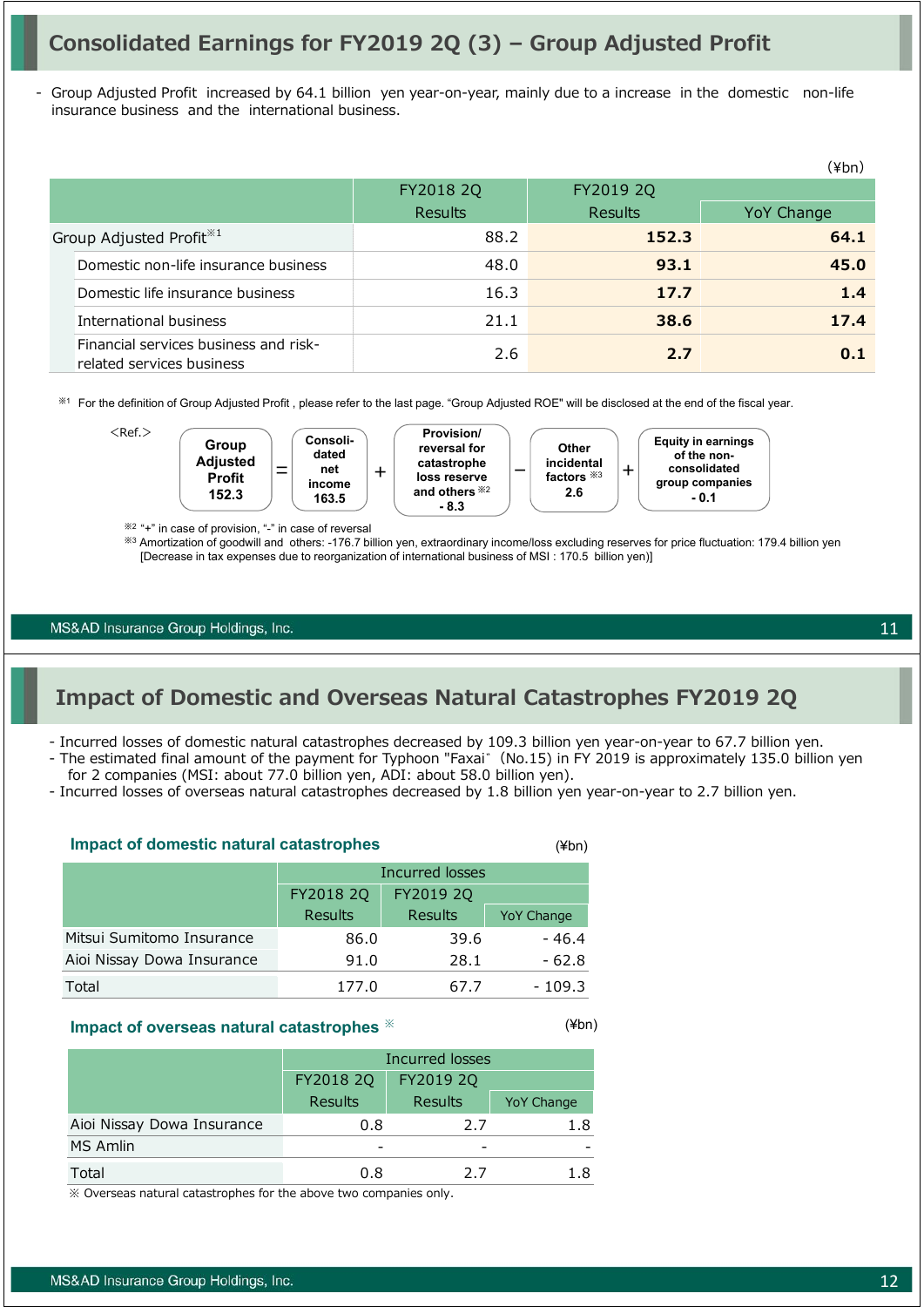# Consolidated Earnings for FY2019 2Q (3) – Group Adjusted Profit

- Group Adjusted Profit increased by 64.1 billion yen year-on-year, mainly due to a increase in the domestic non-life insurance business and the international business.

(¥bn)

| | FY2018 2Q Results | FY2019 2Q Results | YoY Change |
|---|---|---|---|
| Group Adjusted Profit※1 | 88.2 | **152.3** | **64.1** |
| Domestic non-life insurance business | 48.0 | **93.1** | **45.0** |
| Domestic life insurance business | 16.3 | **17.7** | **1.4** |
| International business | 21.1 | **38.6** | **17.4** |
| Financial services business and risk-related services business | 2.6 | **2.7** | **0.1** |

※1 For the definition of Group Adjusted Profit , please refer to the last page. "Group Adjusted ROE" will be disclosed at the end of the fiscal year.

<Ref.>

**Group Adjusted Profit 152.3** = **Consolidated net income 163.5** + **Provision/ reversal for catastrophe loss reserve and others※2 - 8.3** − **Other incidental factors※3 2.6** + **Equity in earnings of the non-consolidated group companies - 0.1**

※2 "+" in case of provision, "-" in case of reversal

※3 Amortization of goodwill and others: -176.7 billion yen, extraordinary income/loss excluding reserves for price fluctuation: 179.4 billion yen [Decrease in tax expenses due to reorganization of international business of MSI : 170.5 billion yen)]

# Impact of Domestic and Overseas Natural Catastrophes FY2019 2Q

- Incurred losses of domestic natural catastrophes decreased by 109.3 billion yen year-on-year to 67.7 billion yen.
- The estimated final amount of the payment for Typhoon "Faxai" (No.15) in FY 2019 is approximately 135.0 billion yen for 2 companies (MSI: about 77.0 billion yen, ADI: about 58.0 billion yen).
- Incurred losses of overseas natural catastrophes decreased by 1.8 billion yen year-on-year to 2.7 billion yen.

### Impact of domestic natural catastrophes

(¥bn)

| | Incurred losses | | |
|---|---|---|---|
| | FY2018 2Q Results | FY2019 2Q Results | YoY Change |
| Mitsui Sumitomo Insurance | 86.0 | 39.6 | - 46.4 |
| Aioi Nissay Dowa Insurance | 91.0 | 28.1 | - 62.8 |
| Total | 177.0 | 67.7 | - 109.3 |

### Impact of overseas natural catastrophes ※

(¥bn)

| | Incurred losses | | |
|---|---|---|---|
| | FY2018 2Q Results | FY2019 2Q Results | YoY Change |
| Aioi Nissay Dowa Insurance | 0.8 | 2.7 | 1.8 |
| MS Amlin | - | - | - |
| Total | 0.8 | 2.7 | 1.8 |

※ Overseas natural catastrophes for the above two companies only.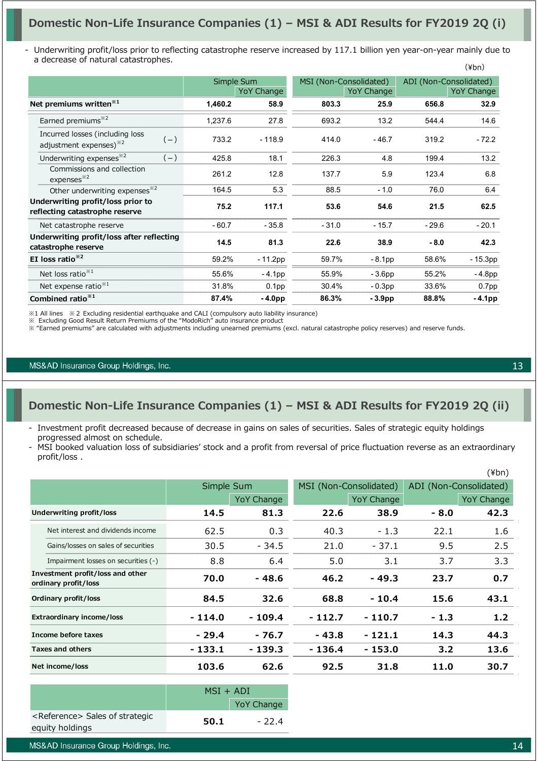## Domestic Non-Life Insurance Companies (1) – MSI & ADI Results for FY2019 2Q (i)

- Underwriting profit/loss prior to reflecting catastrophe reserve increased by 117.1 billion yen year-on-year mainly due to a decrease of natural catastrophes.

(¥bn)

| | Simple Sum | | MSI (Non-Consolidated) | | ADI (Non-Consolidated) | |
|---|---|---|---|---|---|---|
| | | YoY Change | | YoY Change | | YoY Change |
| **Net premiums written**※1 | **1,460.2** | **58.9** | **803.3** | **25.9** | **656.8** | **32.9** |
| Earned premiums※2 | 1,237.6 | 27.8 | 693.2 | 13.2 | 544.4 | 14.6 |
| Incurred losses (including loss adjustment expenses)※2 (－) | 733.2 | - 118.9 | 414.0 | - 46.7 | 319.2 | - 72.2 |
| Underwriting expenses※2 (－) | 425.8 | 18.1 | 226.3 | 4.8 | 199.4 | 13.2 |
| Commissions and collection expenses※2 | 261.2 | 12.8 | 137.7 | 5.9 | 123.4 | 6.8 |
| Other underwriting expenses※2 | 164.5 | 5.3 | 88.5 | - 1.0 | 76.0 | 6.4 |
| **Underwriting profit/loss prior to reflecting catastrophe reserve** | **75.2** | **117.1** | **53.6** | **54.6** | **21.5** | **62.5** |
| Net catastrophe reserve | - 60.7 | - 35.8 | - 31.0 | - 15.7 | - 29.6 | - 20.1 |
| **Underwriting profit/loss after reflecting catastrophe reserve** | **14.5** | **81.3** | **22.6** | **38.9** | **- 8.0** | **42.3** |
| **EI loss ratio**※2 | 59.2% | - 11.2pp | 59.7% | - 8.1pp | 58.6% | - 15.3pp |
| Net loss ratio※1 | 55.6% | - 4.1pp | 55.9% | - 3.6pp | 55.2% | - 4.8pp |
| Net expense ratio※1 | 31.8% | 0.1pp | 30.4% | - 0.3pp | 33.6% | 0.7pp |
| **Combined ratio**※1 | **87.4%** | **- 4.0pp** | **86.3%** | **- 3.9pp** | **88.8%** | **- 4.1pp** |

※1 All lines ※2 Excluding residential earthquake and CALI (compulsory auto liability insurance)
※ Excluding Good Result Return Premiums of the "ModoRich" auto insurance product
※ "Earned premiums" are calculated with adjustments including unearned premiums (excl. natural catastrophe policy reserves) and reserve funds.

## Domestic Non-Life Insurance Companies (1) – MSI & ADI Results for FY2019 2Q (ii)

- Investment profit decreased because of decrease in gains on sales of securities. Sales of strategic equity holdings progressed almost on schedule.
- MSI booked valuation loss of subsidiaries' stock and a profit from reversal of price fluctuation reverse as an extraordinary profit/loss .

(¥bn)

| | Simple Sum | | MSI (Non-Consolidated) | | ADI (Non-Consolidated) | |
|---|---|---|---|---|---|---|
| | | YoY Change | | YoY Change | | YoY Change |
| **Underwriting profit/loss** | **14.5** | **81.3** | **22.6** | **38.9** | **- 8.0** | **42.3** |
| Net interest and dividends income | 62.5 | 0.3 | 40.3 | - 1.3 | 22.1 | 1.6 |
| Gains/losses on sales of securities | 30.5 | - 34.5 | 21.0 | - 37.1 | 9.5 | 2.5 |
| Impairment losses on securities (-) | 8.8 | 6.4 | 5.0 | 3.1 | 3.7 | 3.3 |
| **Investment profit/loss and other ordinary profit/loss** | **70.0** | **- 48.6** | **46.2** | **- 49.3** | **23.7** | **0.7** |
| **Ordinary profit/loss** | **84.5** | **32.6** | **68.8** | **- 10.4** | **15.6** | **43.1** |
| **Extraordinary income/loss** | **- 114.0** | **- 109.4** | **- 112.7** | **- 110.7** | **- 1.3** | **1.2** |
| **Income before taxes** | **- 29.4** | **- 76.7** | **- 43.8** | **- 121.1** | **14.3** | **44.3** |
| **Taxes and others** | **- 133.1** | **- 139.3** | **- 136.4** | **- 153.0** | **3.2** | **13.6** |
| **Net income/loss** | **103.6** | **62.6** | **92.5** | **31.8** | **11.0** | **30.7** |

| | MSI + ADI | |
|---|---|---|
| | | YoY Change |
| <Reference> Sales of strategic equity holdings | **50.1** | - 22.4 |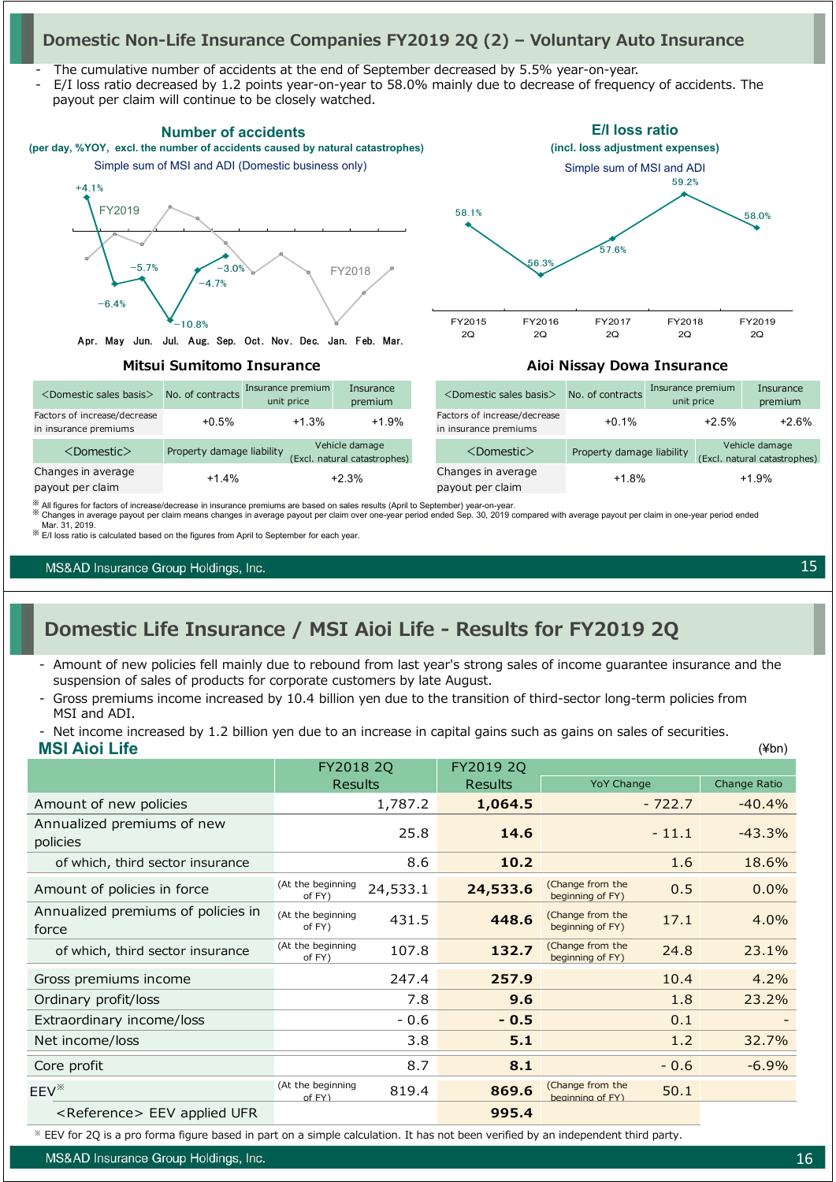## Domestic Non-Life Insurance Companies FY2019 2Q (2) – Voluntary Auto Insurance

- The cumulative number of accidents at the end of September decreased by 5.5% year-on-year.
- E/I loss ratio decreased by 1.2 points year-on-year to 58.0% mainly due to decrease of frequency of accidents. The payout per claim will continue to be closely watched.

### Number of accidents

(per day, %YOY, excl. the number of accidents caused by natural catastrophes)

Simple sum of MSI and ADI (Domestic business only)

| | Apr. | May | Jun. | Jul. | Aug. | Sep. |
|---|---|---|---|---|---|---|
| FY2019 | +4.1% | -6.4% | -5.7% | -10.8% | -4.7% | -3.0% |

### E/I loss ratio

(incl. loss adjustment expenses)

Simple sum of MSI and ADI

| FY2015 2Q | FY2016 2Q | FY2017 2Q | FY2018 2Q | FY2019 2Q |
|---|---|---|---|---|
| 58.1% | 56.3% | 57.6% | 59.2% | 58.0% |

### Mitsui Sumitomo Insurance

| <Domestic sales basis> | No. of contracts | Insurance premium unit price | Insurance premium |
|---|---|---|---|
| Factors of increase/decrease in insurance premiums | +0.5% | +1.3% | +1.9% |

| <Domestic> | Property damage liability | Vehicle damage (Excl. natural catastrophes) |
|---|---|---|
| Changes in average payout per claim | +1.4% | +2.3% |

### Aioi Nissay Dowa Insurance

| <Domestic sales basis> | No. of contracts | Insurance premium unit price | Insurance premium |
|---|---|---|---|
| Factors of increase/decrease in insurance premiums | +0.1% | +2.5% | +2.6% |

| <Domestic> | Property damage liability | Vehicle damage (Excl. natural catastrophes) |
|---|---|---|
| Changes in average payout per claim | +1.8% | +1.9% |

※ All figures for factors of increase/decrease in insurance premiums are based on sales results (April to September) year-on-year.
※ Changes in average payout per claim means changes in average payout per claim over one-year period ended Sep. 30, 2019 compared with average payout per claim in one-year period ended Mar. 31, 2019.
※ E/I loss ratio is calculated based on the figures from April to September for each year.

## Domestic Life Insurance / MSI Aioi Life - Results for FY2019 2Q

- Amount of new policies fell mainly due to rebound from last year's strong sales of income guarantee insurance and the suspension of sales of products for corporate customers by late August.
- Gross premiums income increased by 10.4 billion yen due to the transition of third-sector long-term policies from MSI and ADI.
- Net income increased by 1.2 billion yen due to an increase in capital gains such as gains on sales of securities.

### MSI Aioi Life

(¥bn)

| | FY2018 2Q Results | FY2019 2Q Results | YoY Change | Change Ratio |
|---|---|---|---|---|
| Amount of new policies | 1,787.2 | **1,064.5** | - 722.7 | -40.4% |
| Annualized premiums of new policies | 25.8 | **14.6** | - 11.1 | -43.3% |
| of which, third sector insurance | 8.6 | **10.2** | 1.6 | 18.6% |
| Amount of policies in force | (At the beginning of FY) 24,533.1 | **24,533.6** | (Change from the beginning of FY) 0.5 | 0.0% |
| Annualized premiums of policies in force | (At the beginning of FY) 431.5 | **448.6** | (Change from the beginning of FY) 17.1 | 4.0% |
| of which, third sector insurance | (At the beginning of FY) 107.8 | **132.7** | (Change from the beginning of FY) 24.8 | 23.1% |
| Gross premiums income | 247.4 | **257.9** | 10.4 | 4.2% |
| Ordinary profit/loss | 7.8 | **9.6** | 1.8 | 23.2% |
| Extraordinary income/loss | - 0.6 | **- 0.5** | 0.1 | - |
| Net income/loss | 3.8 | **5.1** | 1.2 | 32.7% |
| Core profit | 8.7 | **8.1** | - 0.6 | -6.9% |
| EEV※ | (At the beginning of FY) 819.4 | **869.6** | (Change from the beginning of FY) 50.1 | |
| <Reference> EEV applied UFR | | **995.4** | | |

※ EEV for 2Q is a pro forma figure based in part on a simple calculation. It has not been verified by an independent third party.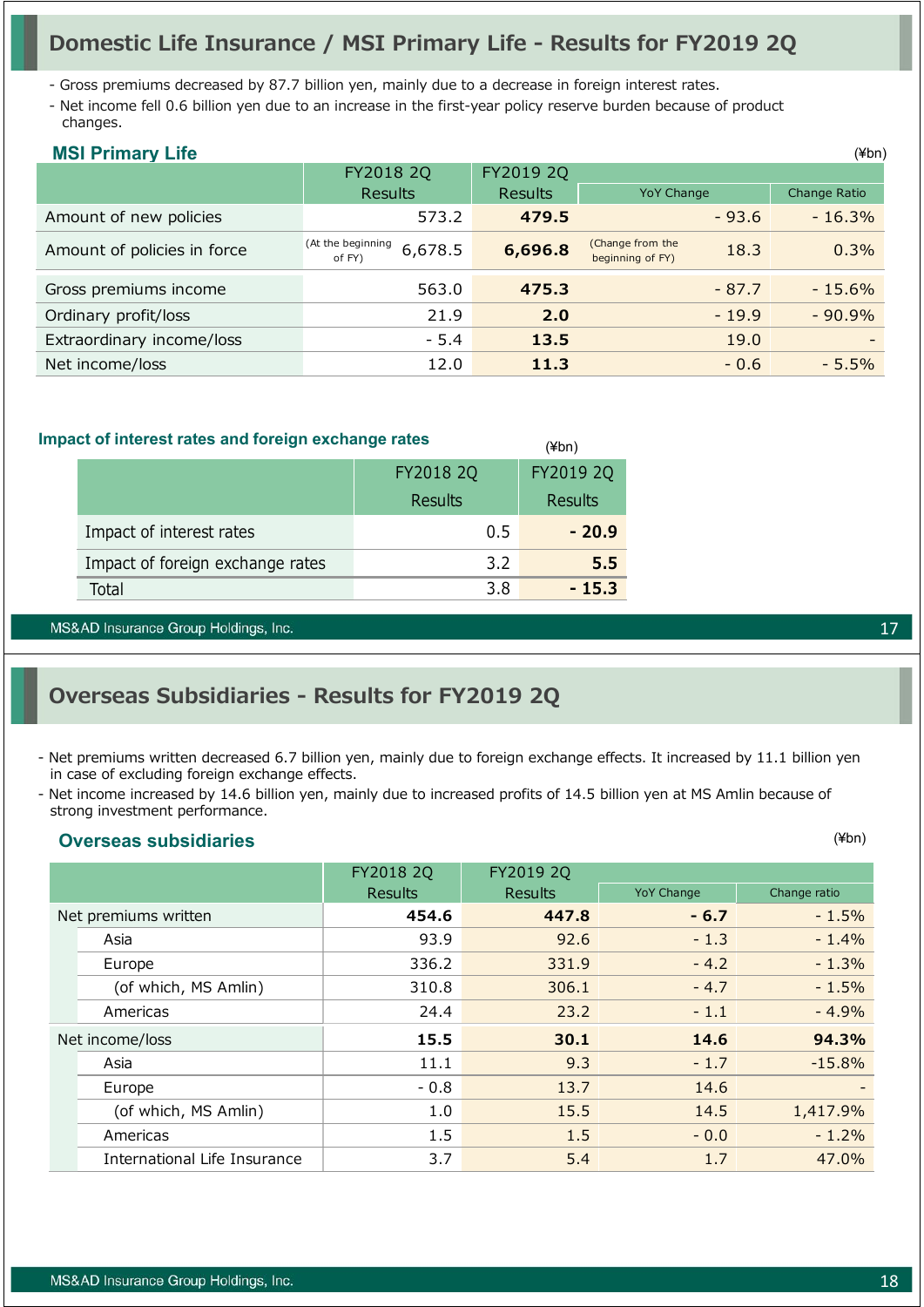# Domestic Life Insurance / MSI Primary Life - Results for FY2019 2Q

- Gross premiums decreased by 87.7 billion yen, mainly due to a decrease in foreign interest rates.
- Net income fell 0.6 billion yen due to an increase in the first-year policy reserve burden because of product changes.

### MSI Primary Life

(¥bn)

| | FY2018 2Q Results | FY2019 2Q Results | YoY Change | Change Ratio |
|---|---|---|---|---|
| Amount of new policies | 573.2 | **479.5** | - 93.6 | - 16.3% |
| Amount of policies in force | (At the beginning of FY) 6,678.5 | **6,696.8** | (Change from the beginning of FY) 18.3 | 0.3% |
| Gross premiums income | 563.0 | **475.3** | - 87.7 | - 15.6% |
| Ordinary profit/loss | 21.9 | **2.0** | - 19.9 | - 90.9% |
| Extraordinary income/loss | - 5.4 | **13.5** | 19.0 | - |
| Net income/loss | 12.0 | **11.3** | - 0.6 | - 5.5% |

### Impact of interest rates and foreign exchange rates

(¥bn)

| | FY2018 2Q Results | FY2019 2Q Results |
|---|---|---|
| Impact of interest rates | 0.5 | **- 20.9** |
| Impact of foreign exchange rates | 3.2 | **5.5** |
| Total | 3.8 | **- 15.3** |

# Overseas Subsidiaries - Results for FY2019 2Q

- Net premiums written decreased 6.7 billion yen, mainly due to foreign exchange effects. It increased by 11.1 billion yen in case of excluding foreign exchange effects.
- Net income increased by 14.6 billion yen, mainly due to increased profits of 14.5 billion yen at MS Amlin because of strong investment performance.

### Overseas subsidiaries

(¥bn)

| | FY2018 2Q Results | FY2019 2Q Results | YoY Change | Change ratio |
|---|---|---|---|---|
| Net premiums written | **454.6** | **447.8** | **- 6.7** | - 1.5% |
| Asia | 93.9 | 92.6 | - 1.3 | - 1.4% |
| Europe | 336.2 | 331.9 | - 4.2 | - 1.3% |
| (of which, MS Amlin) | 310.8 | 306.1 | - 4.7 | - 1.5% |
| Americas | 24.4 | 23.2 | - 1.1 | - 4.9% |
| Net income/loss | **15.5** | **30.1** | **14.6** | **94.3%** |
| Asia | 11.1 | 9.3 | - 1.7 | -15.8% |
| Europe | - 0.8 | 13.7 | 14.6 | - |
| (of which, MS Amlin) | 1.0 | 15.5 | 14.5 | 1,417.9% |
| Americas | 1.5 | 1.5 | - 0.0 | - 1.2% |
| International Life Insurance | 3.7 | 5.4 | 1.7 | 47.0% |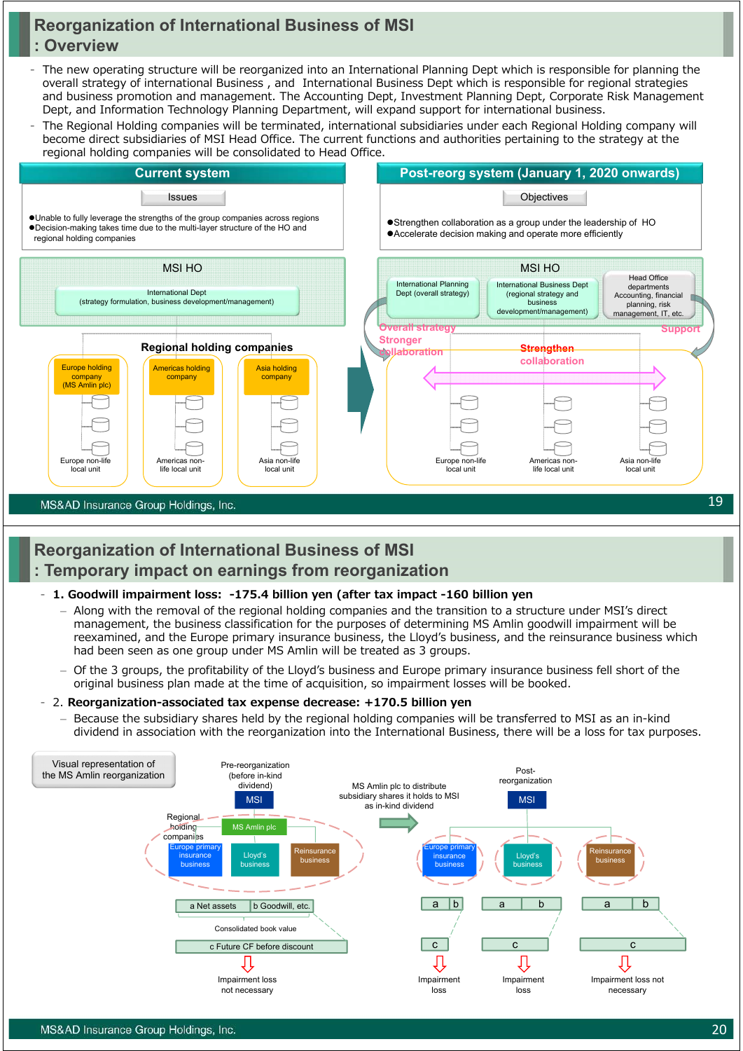# Reorganization of International Business of MSI : Overview

- The new operating structure will be reorganized into an International Planning Dept which is responsible for planning the overall strategy of international Business , and International Business Dept which is responsible for regional strategies and business promotion and management. The Accounting Dept, Investment Planning Dept, Corporate Risk Management Dept, and Information Technology Planning Department, will expand support for international business.
- The Regional Holding companies will be terminated, international subsidiaries under each Regional Holding company will become direct subsidiaries of MSI Head Office. The current functions and authorities pertaining to the strategy at the regional holding companies will be consolidated to Head Office.

## Current system

**Issues**

- Unable to fully leverage the strengths of the group companies across regions
- Decision-making takes time due to the multi-layer structure of the HO and regional holding companies

MSI HO

- International Dept (strategy formulation, business development/management)

Regional holding companies

- Europe holding company (MS Amlin plc) → Europe non-life local unit
- Americas holding company → Americas non-life local unit
- Asia holding company → Asia non-life local unit

## Post-reorg system (January 1, 2020 onwards)

**Objectives**

- Strengthen collaboration as a group under the leadership of HO
- Accelerate decision making and operate more efficiently

MSI HO

- International Planning Dept (overall strategy)
- International Business Dept (regional strategy and business development/management)
- Head Office departments Accounting, financial planning, risk management, IT, etc.

Overall strategy Stronger collaboration

Strengthen collaboration

Support

- Europe non-life local unit
- Americas non-life local unit
- Asia non-life local unit

# Reorganization of International Business of MSI : Temporary impact on earnings from reorganization

- **1. Goodwill impairment loss: -175.4 billion yen (after tax impact -160 billion yen**
  - Along with the removal of the regional holding companies and the transition to a structure under MSI's direct management, the business classification for the purposes of determining MS Amlin goodwill impairment will be reexamined, and the Europe primary insurance business, the Lloyd's business, and the reinsurance business which had been seen as one group under MS Amlin will be treated as 3 groups.
  - Of the 3 groups, the profitability of the Lloyd's business and Europe primary insurance business fell short of the original business plan made at the time of acquisition, so impairment losses will be booked.
- 2. **Reorganization-associated tax expense decrease: +170.5 billion yen**
  - Because the subsidiary shares held by the regional holding companies will be transferred to MSI as an in-kind dividend in association with the reorganization into the International Business, there will be a loss for tax purposes.

**Visual representation of the MS Amlin reorganization**

Pre-reorganization (before in-kind dividend)

- MSI
  - Regional holding companies: MS Amlin plc
    - Europe primary insurance business
    - Lloyd's business
    - Reinsurance business
- a Net assets | b Goodwill, etc. — Consolidated book value
- c Future CF before discount
- ⇩ Impairment loss not necessary

MS Amlin plc to distribute subsidiary shares it holds to MSI as in-kind dividend

Post-reorganization

- MSI
  - Europe primary insurance business: a | b, c ⇩ Impairment loss
  - Lloyd's business: a | b, c ⇩ Impairment loss
  - Reinsurance business: a | b, c ⇩ Impairment loss not necessary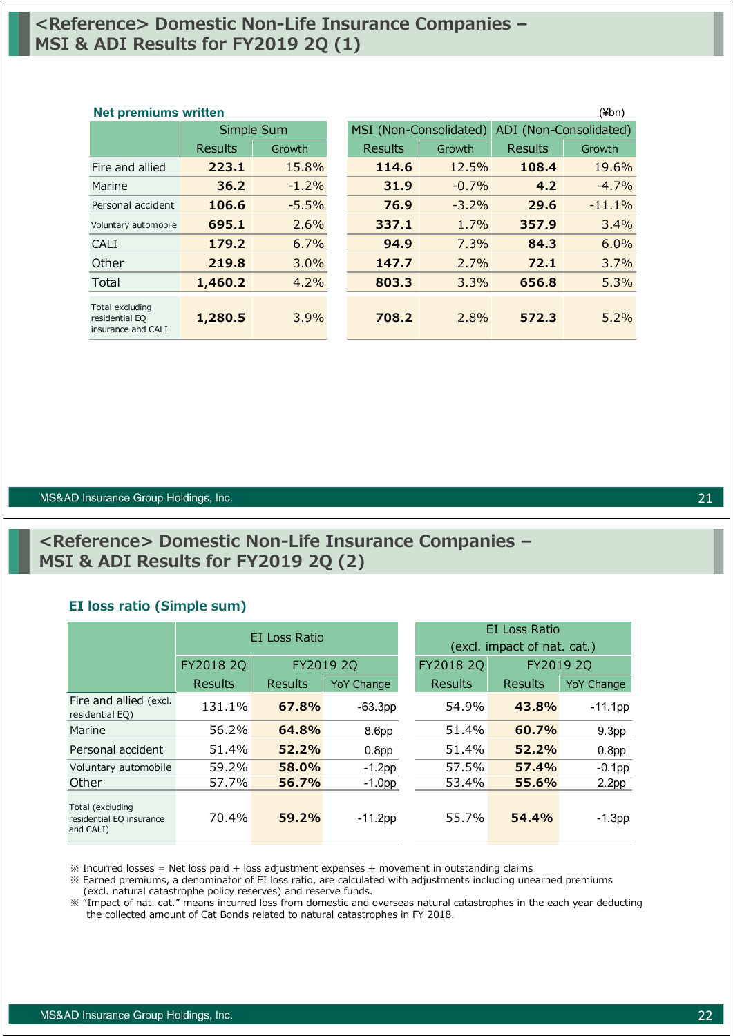# <Reference> Domestic Non-Life Insurance Companies – MSI & ADI Results for FY2019 2Q (1)

**Net premiums written**

(¥bn)

| | Simple Sum | | MSI (Non-Consolidated) | | ADI (Non-Consolidated) | |
|---|---|---|---|---|---|---|
| | Results | Growth | Results | Growth | Results | Growth |
| Fire and allied | **223.1** | 15.8% | **114.6** | 12.5% | **108.4** | 19.6% |
| Marine | **36.2** | -1.2% | **31.9** | -0.7% | **4.2** | -4.7% |
| Personal accident | **106.6** | -5.5% | **76.9** | -3.2% | **29.6** | -11.1% |
| Voluntary automobile | **695.1** | 2.6% | **337.1** | 1.7% | **357.9** | 3.4% |
| CALI | **179.2** | 6.7% | **94.9** | 7.3% | **84.3** | 6.0% |
| Other | **219.8** | 3.0% | **147.7** | 2.7% | **72.1** | 3.7% |
| Total | **1,460.2** | 4.2% | **803.3** | 3.3% | **656.8** | 5.3% |
| Total excluding residential EQ insurance and CALI | **1,280.5** | 3.9% | **708.2** | 2.8% | **572.3** | 5.2% |

# <Reference> Domestic Non-Life Insurance Companies – MSI & ADI Results for FY2019 2Q (2)

## EI loss ratio (Simple sum)

| | EI Loss Ratio | | | EI Loss Ratio (excl. impact of nat. cat.) | | |
|---|---|---|---|---|---|---|
| | FY2018 2Q | FY2019 2Q | | FY2018 2Q | FY2019 2Q | |
| | Results | Results | YoY Change | Results | Results | YoY Change |
| Fire and allied (excl. residential EQ) | 131.1% | **67.8%** | -63.3pp | 54.9% | **43.8%** | -11.1pp |
| Marine | 56.2% | **64.8%** | 8.6pp | 51.4% | **60.7%** | 9.3pp |
| Personal accident | 51.4% | **52.2%** | 0.8pp | 51.4% | **52.2%** | 0.8pp |
| Voluntary automobile | 59.2% | **58.0%** | -1.2pp | 57.5% | **57.4%** | -0.1pp |
| Other | 57.7% | **56.7%** | -1.0pp | 53.4% | **55.6%** | 2.2pp |
| Total (excluding residential EQ insurance and CALI) | 70.4% | **59.2%** | -11.2pp | 55.7% | **54.4%** | -1.3pp |

※ Incurred losses = Net loss paid + loss adjustment expenses + movement in outstanding claims

※ Earned premiums, a denominator of EI loss ratio, are calculated with adjustments including unearned premiums (excl. natural catastrophe policy reserves) and reserve funds.

※ "Impact of nat. cat." means incurred loss from domestic and overseas natural catastrophes in the each year deducting the collected amount of Cat Bonds related to natural catastrophes in FY 2018.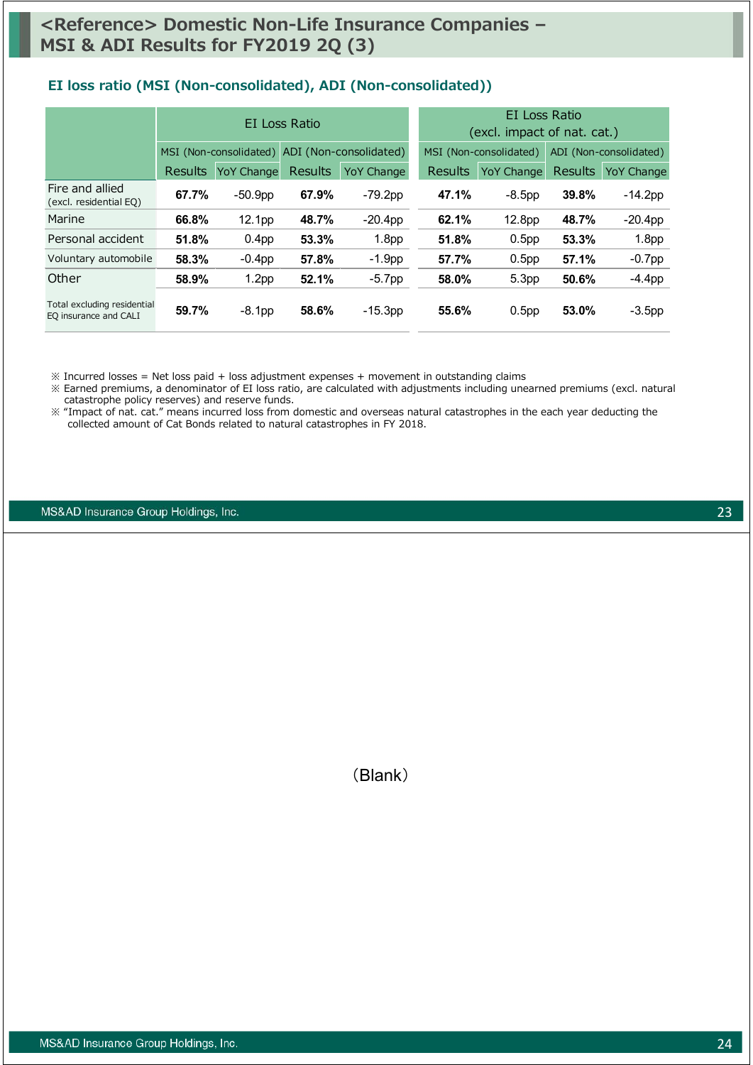# <Reference> Domestic Non-Life Insurance Companies – MSI & ADI Results for FY2019 2Q (3)

## EI loss ratio (MSI (Non-consolidated), ADI (Non-consolidated))

| | EI Loss Ratio | | | | EI Loss Ratio (excl. impact of nat. cat.) | | | |
|---|---|---|---|---|---|---|---|---|
| | MSI (Non-consolidated) | | ADI (Non-consolidated) | | MSI (Non-consolidated) | | ADI (Non-consolidated) | |
| | Results | YoY Change | Results | YoY Change | Results | YoY Change | Results | YoY Change |
| Fire and allied (excl. residential EQ) | **67.7%** | -50.9pp | **67.9%** | -79.2pp | **47.1%** | -8.5pp | **39.8%** | -14.2pp |
| Marine | **66.8%** | 12.1pp | **48.7%** | -20.4pp | **62.1%** | 12.8pp | **48.7%** | -20.4pp |
| Personal accident | **51.8%** | 0.4pp | **53.3%** | 1.8pp | **51.8%** | 0.5pp | **53.3%** | 1.8pp |
| Voluntary automobile | **58.3%** | -0.4pp | **57.8%** | -1.9pp | **57.7%** | 0.5pp | **57.1%** | -0.7pp |
| Other | **58.9%** | 1.2pp | **52.1%** | -5.7pp | **58.0%** | 5.3pp | **50.6%** | -4.4pp |
| Total excluding residential EQ insurance and CALI | **59.7%** | -8.1pp | **58.6%** | -15.3pp | **55.6%** | 0.5pp | **53.0%** | -3.5pp |

※ Incurred losses = Net loss paid + loss adjustment expenses + movement in outstanding claims
※ Earned premiums, a denominator of EI loss ratio, are calculated with adjustments including unearned premiums (excl. natural catastrophe policy reserves) and reserve funds.
※ "Impact of nat. cat." means incurred loss from domestic and overseas natural catastrophes in the each year deducting the collected amount of Cat Bonds related to natural catastrophes in FY 2018.

(Blank)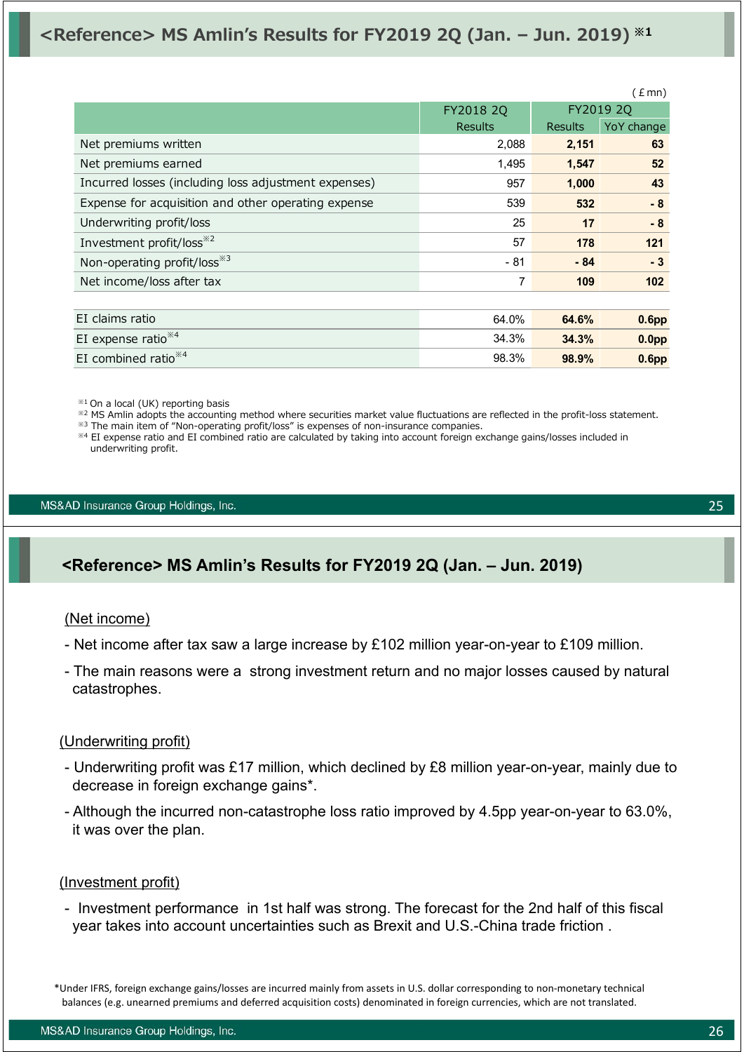## <Reference> MS Amlin's Results for FY2019 2Q (Jan. – Jun. 2019) ※1

(£mn)

| | FY2018 2Q Results | FY2019 2Q Results | FY2019 2Q YoY change |
|---|---|---|---|
| Net premiums written | 2,088 | **2,151** | **63** |
| Net premiums earned | 1,495 | **1,547** | **52** |
| Incurred losses (including loss adjustment expenses) | 957 | **1,000** | **43** |
| Expense for acquisition and other operating expense | 539 | **532** | **- 8** |
| Underwriting profit/loss | 25 | **17** | **- 8** |
| Investment profit/loss ※2 | 57 | **178** | **121** |
| Non-operating profit/loss ※3 | - 81 | **- 84** | **- 3** |
| Net income/loss after tax | 7 | **109** | **102** |
| EI claims ratio | 64.0% | **64.6%** | **0.6pp** |
| EI expense ratio ※4 | 34.3% | **34.3%** | **0.0pp** |
| EI combined ratio ※4 | 98.3% | **98.9%** | **0.6pp** |

※1 On a local (UK) reporting basis
※2 MS Amlin adopts the accounting method where securities market value fluctuations are reflected in the profit-loss statement.
※3 The main item of "Non-operating profit/loss" is expenses of non-insurance companies.
※4 EI expense ratio and EI combined ratio are calculated by taking into account foreign exchange gains/losses included in underwriting profit.

## <Reference> MS Amlin's Results for FY2019 2Q (Jan. – Jun. 2019)

(Net income)

- Net income after tax saw a large increase by £102 million year-on-year to £109 million.
- The main reasons were a strong investment return and no major losses caused by natural catastrophes.

(Underwriting profit)

- Underwriting profit was £17 million, which declined by £8 million year-on-year, mainly due to decrease in foreign exchange gains*.
- Although the incurred non-catastrophe loss ratio improved by 4.5pp year-on-year to 63.0%, it was over the plan.

(Investment profit)

- Investment performance in 1st half was strong. The forecast for the 2nd half of this fiscal year takes into account uncertainties such as Brexit and U.S.-China trade friction .

*Under IFRS, foreign exchange gains/losses are incurred mainly from assets in U.S. dollar corresponding to non-monetary technical balances (e.g. unearned premiums and deferred acquisition costs) denominated in foreign currencies, which are not translated.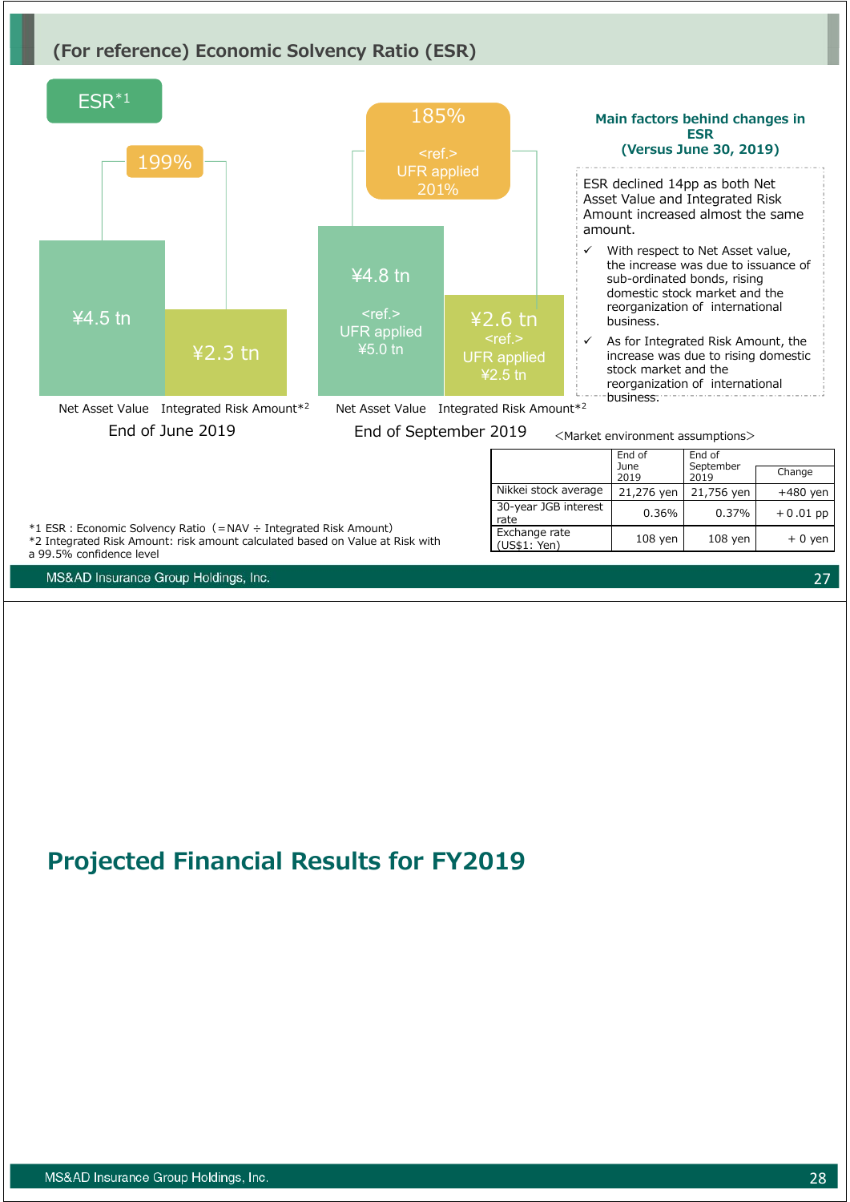## (For reference) Economic Solvency Ratio (ESR)

ESR*1

**End of June 2019**

199%

- Net Asset Value: ¥4.5 tn
- Integrated Risk Amount*2: ¥2.3 tn

**End of September 2019**

185%
<ref.>
UFR applied
201%

- Net Asset Value: ¥4.8 tn
  <ref.>
  UFR applied
  ¥5.0 tn
- Integrated Risk Amount*2: ¥2.6 tn
  <ref.>
  UFR applied
  ¥2.5 tn

**Main factors behind changes in ESR (Versus June 30, 2019)**

ESR declined 14pp as both Net Asset Value and Integrated Risk Amount increased almost the same amount.

- ✓ With respect to Net Asset value, the increase was due to issuance of sub-ordinated bonds, rising domestic stock market and the reorganization of international business.
- ✓ As for Integrated Risk Amount, the increase was due to rising domestic stock market and the reorganization of international business.

<Market environment assumptions>

| | End of June 2019 | End of September 2019 | Change |
|---|---|---|---|
| Nikkei stock average | 21,276 yen | 21,756 yen | +480 yen |
| 30-year JGB interest rate | 0.36% | 0.37% | +0.01 pp |
| Exchange rate (US$1: Yen) | 108 yen | 108 yen | + 0 yen |

*1 ESR : Economic Solvency Ratio（=NAV ÷ Integrated Risk Amount)
*2 Integrated Risk Amount: risk amount calculated based on Value at Risk with a 99.5% confidence level

# Projected Financial Results for FY2019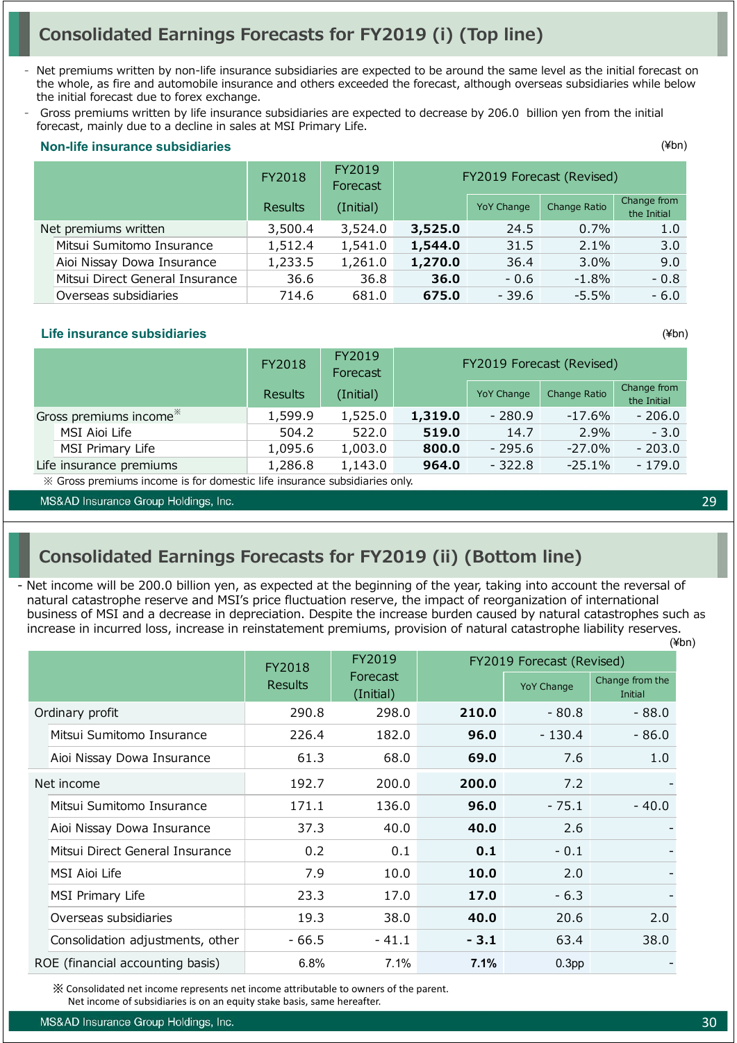# Consolidated Earnings Forecasts for FY2019 (i) (Top line)

- Net premiums written by non-life insurance subsidiaries are expected to be around the same level as the initial forecast on the whole, as fire and automobile insurance and others exceeded the forecast, although overseas subsidiaries while below the initial forecast due to forex exchange.
- Gross premiums written by life insurance subsidiaries are expected to decrease by 206.0 billion yen from the initial forecast, mainly due to a decline in sales at MSI Primary Life.

### Non-life insurance subsidiaries

(¥bn)

| | FY2018 Results | FY2019 Forecast (Initial) | FY2019 Forecast (Revised) | | | |
|---|---|---|---|---|---|---|
| | | | | YoY Change | Change Ratio | Change from the Initial |
| Net premiums written | 3,500.4 | 3,524.0 | **3,525.0** | 24.5 | 0.7% | 1.0 |
| Mitsui Sumitomo Insurance | 1,512.4 | 1,541.0 | **1,544.0** | 31.5 | 2.1% | 3.0 |
| Aioi Nissay Dowa Insurance | 1,233.5 | 1,261.0 | **1,270.0** | 36.4 | 3.0% | 9.0 |
| Mitsui Direct General Insurance | 36.6 | 36.8 | **36.0** | - 0.6 | -1.8% | - 0.8 |
| Overseas subsidiaries | 714.6 | 681.0 | **675.0** | - 39.6 | -5.5% | - 6.0 |

### Life insurance subsidiaries

(¥bn)

| | FY2018 Results | FY2019 Forecast (Initial) | FY2019 Forecast (Revised) | | | |
|---|---|---|---|---|---|---|
| | | | | YoY Change | Change Ratio | Change from the Initial |
| Gross premiums income※ | 1,599.9 | 1,525.0 | **1,319.0** | - 280.9 | -17.6% | - 206.0 |
| MSI Aioi Life | 504.2 | 522.0 | **519.0** | 14.7 | 2.9% | - 3.0 |
| MSI Primary Life | 1,095.6 | 1,003.0 | **800.0** | - 295.6 | -27.0% | - 203.0 |
| Life insurance premiums | 1,286.8 | 1,143.0 | **964.0** | - 322.8 | -25.1% | - 179.0 |

※ Gross premiums income is for domestic life insurance subsidiaries only.

# Consolidated Earnings Forecasts for FY2019 (ii) (Bottom line)

- Net income will be 200.0 billion yen, as expected at the beginning of the year, taking into account the reversal of natural catastrophe reserve and MSI's price fluctuation reserve, the impact of reorganization of international business of MSI and a decrease in depreciation. Despite the increase burden caused by natural catastrophes such as increase in incurred loss, increase in reinstatement premiums, provision of natural catastrophe liability reserves.

(¥bn)

| | FY2018 Results | FY2019 Forecast (Initial) | FY2019 Forecast (Revised) | | |
|---|---|---|---|---|---|
| | | | | YoY Change | Change from the Initial |
| Ordinary profit | 290.8 | 298.0 | **210.0** | - 80.8 | - 88.0 |
| Mitsui Sumitomo Insurance | 226.4 | 182.0 | **96.0** | - 130.4 | - 86.0 |
| Aioi Nissay Dowa Insurance | 61.3 | 68.0 | **69.0** | 7.6 | 1.0 |
| Net income | 192.7 | 200.0 | **200.0** | 7.2 | - |
| Mitsui Sumitomo Insurance | 171.1 | 136.0 | **96.0** | - 75.1 | - 40.0 |
| Aioi Nissay Dowa Insurance | 37.3 | 40.0 | **40.0** | 2.6 | - |
| Mitsui Direct General Insurance | 0.2 | 0.1 | **0.1** | - 0.1 | - |
| MSI Aioi Life | 7.9 | 10.0 | **10.0** | 2.0 | - |
| MSI Primary Life | 23.3 | 17.0 | **17.0** | - 6.3 | - |
| Overseas subsidiaries | 19.3 | 38.0 | **40.0** | 20.6 | 2.0 |
| Consolidation adjustments, other | - 66.5 | - 41.1 | **- 3.1** | 63.4 | 38.0 |
| ROE (financial accounting basis) | 6.8% | 7.1% | **7.1%** | 0.3pp | - |

※ Consolidated net income represents net income attributable to owners of the parent.
Net income of subsidiaries is on an equity stake basis, same hereafter.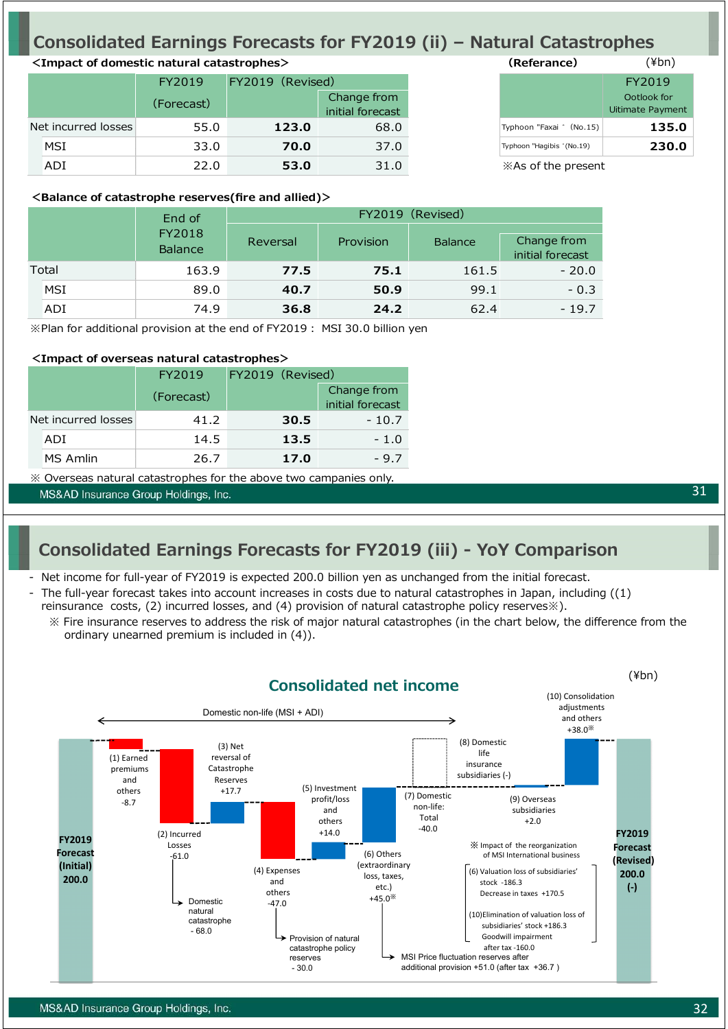# Consolidated Earnings Forecasts for FY2019 (ii) – Natural Catastrophes

**<Impact of domestic natural catastrophes>**

| | FY2019 (Forecast) | FY2019 (Revised) | |
|---|---|---|---|
| | | | Change from initial forecast |
| Net incurred losses | 55.0 | **123.0** | 68.0 |
| MSI | 33.0 | **70.0** | 37.0 |
| ADI | 22.0 | **53.0** | 31.0 |

**(Referance)** (¥bn)

| | FY2019 Ootlook for Uitimate Payment |
|---|---|
| Typhoon "Faxai " (No.15) | **135.0** |
| Typhoon "Hagibis "(No.19) | **230.0** |

※As of the present

**<Balance of catastrophe reserves(fire and allied)>**

| | End of FY2018 Balance | FY2019 (Revised) | | | |
|---|---|---|---|---|---|
| | | Reversal | Provision | Balance | Change from initial forecast |
| Total | 163.9 | **77.5** | **75.1** | 161.5 | - 20.0 |
| MSI | 89.0 | **40.7** | **50.9** | 99.1 | - 0.3 |
| ADI | 74.9 | **36.8** | **24.2** | 62.4 | - 19.7 |

※Plan for additional provision at the end of FY2019： MSI 30.0 billion yen

**<Impact of overseas natural catastrophes>**

| | FY2019 (Forecast) | FY2019 (Revised) | |
|---|---|---|---|
| | | | Change from initial forecast |
| Net incurred losses | 41.2 | **30.5** | - 10.7 |
| ADI | 14.5 | **13.5** | - 1.0 |
| MS Amlin | 26.7 | **17.0** | - 9.7 |

※ Overseas natural catastrophes for the above two campanies only.

# Consolidated Earnings Forecasts for FY2019 (iii) - YoY Comparison

- Net income for full-year of FY2019 is expected 200.0 billion yen as unchanged from the initial forecast.
- The full-year forecast takes into account increases in costs due to natural catastrophes in Japan, including ((1) reinsurance costs, (2) incurred losses, and (4) provision of natural catastrophe policy reserves※).
  - ※ Fire insurance reserves to address the risk of major natural catastrophes (in the chart below, the difference from the ordinary unearned premium is included in (4)).

## Consolidated net income

(¥bn)

Domestic non-life (MSI + ADI)

- FY2019 Forecast (Initial) 200.0
- (1) Earned premiums and others -8.7
- (2) Incurred Losses -61.0
  - Domestic natural catastrophe - 68.0
- (3) Net reversal of Catastrophe Reserves +17.7
- (4) Expenses and others -47.0
  - Provision of natural catastrophe policy reserves - 30.0
- (5) Investment profit/loss and others +14.0
- (6) Others (extraordinary loss, taxes, etc.) +45.0※
  - MSI Price fluctuation reserves after additional provision +51.0 (after tax +36.7 )
- (7) Domestic non-life: Total -40.0
- (8) Domestic life insurance subsidiaries (-)
- (9) Overseas subsidiaries +2.0
- (10) Consolidation adjustments and others +38.0※
- FY2019 Forecast (Revised) 200.0 (-)

※ Impact of the reorganization of MSI International business
- (6) Valuation loss of subsidiaries' stock -186.3
  Decrease in taxes +170.5
- (10)Elimination of valuation loss of subsidiaries' stock +186.3
  Goodwill impairment after tax -160.0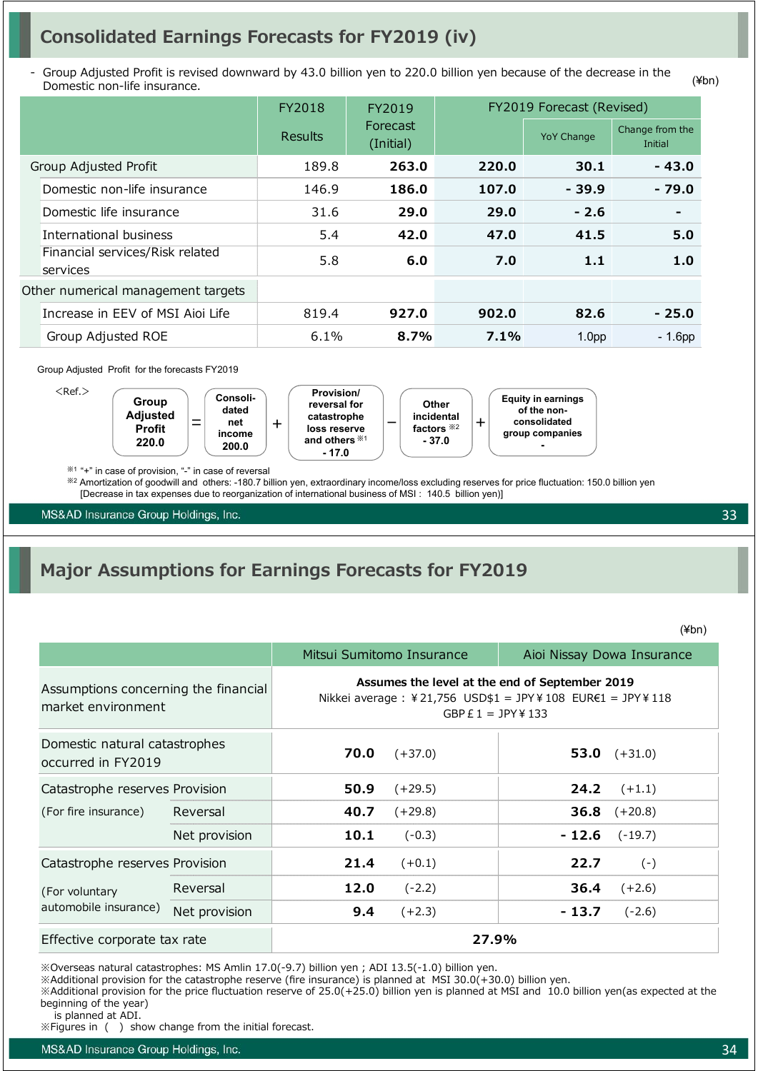# Consolidated Earnings Forecasts for FY2019 (iv)

- Group Adjusted Profit is revised downward by 43.0 billion yen to 220.0 billion yen because of the decrease in the Domestic non-life insurance.

(¥bn)

| | FY2018 Results | FY2019 Forecast (Initial) | FY2019 Forecast (Revised) | | |
|---|---|---|---|---|---|
| | | | | YoY Change | Change from the Initial |
| Group Adjusted Profit | 189.8 | **263.0** | **220.0** | **30.1** | **- 43.0** |
| Domestic non-life insurance | 146.9 | **186.0** | **107.0** | **- 39.9** | **- 79.0** |
| Domestic life insurance | 31.6 | **29.0** | **29.0** | **- 2.6** | **-** |
| International business | 5.4 | **42.0** | **47.0** | **41.5** | **5.0** |
| Financial services/Risk related services | 5.8 | **6.0** | **7.0** | **1.1** | **1.0** |
| Other numerical management targets | | | | | |
| Increase in EEV of MSI Aioi Life | 819.4 | **927.0** | **902.0** | **82.6** | **- 25.0** |
| Group Adjusted ROE | 6.1% | **8.7%** | **7.1%** | 1.0pp | - 1.6pp |

Group Adjusted Profit for the forecasts FY2019

<Ref.>

**Group Adjusted Profit 220.0** = **Consolidated net income 200.0** + **Provision/reversal for catastrophe loss reserve and others※1 - 17.0** − **Other incidental factors※2 - 37.0** + **Equity in earnings of the non-consolidated group companies -**

※1 "+" in case of provision, "-" in case of reversal

※2 Amortization of goodwill and others: -180.7 billion yen, extraordinary income/loss excluding reserves for price fluctuation: 150.0 billion yen
[Decrease in tax expenses due to reorganization of international business of MSI : 140.5 billion yen)]

# Major Assumptions for Earnings Forecasts for FY2019

(¥bn)

| | | Mitsui Sumitomo Insurance | Aioi Nissay Dowa Insurance |
|---|---|---|---|
| Assumptions concerning the financial market environment | | **Assumes the level at the end of September 2019** Nikkei average : ¥21,756 USD$1 = JPY¥108 EUR€1 = JPY¥118 GBP£1 = JPY¥133 | |
| Domestic natural catastrophes occurred in FY2019 | | **70.0** (+37.0) | **53.0** (+31.0) |
| Catastrophe reserves (For fire insurance) | Provision | **50.9** (+29.5) | **24.2** (+1.1) |
| | Reversal | **40.7** (+29.8) | **36.8** (+20.8) |
| | Net provision | **10.1** (-0.3) | **- 12.6** (-19.7) |
| Catastrophe reserves (For voluntary automobile insurance) | Provision | **21.4** (+0.1) | **22.7** (-) |
| | Reversal | **12.0** (-2.2) | **36.4** (+2.6) |
| | Net provision | **9.4** (+2.3) | **- 13.7** (-2.6) |
| Effective corporate tax rate | | **27.9%** | |

※Overseas natural catastrophes: MS Amlin 17.0(-9.7) billion yen ; ADI 13.5(-1.0) billion yen.

※Additional provision for the catastrophe reserve (fire insurance) is planned at MSI 30.0(+30.0) billion yen.

※Additional provision for the price fluctuation reserve of 25.0(+25.0) billion yen is planned at MSI and 10.0 billion yen(as expected at the beginning of the year) is planned at ADI.

※Figures in ( ) show change from the initial forecast.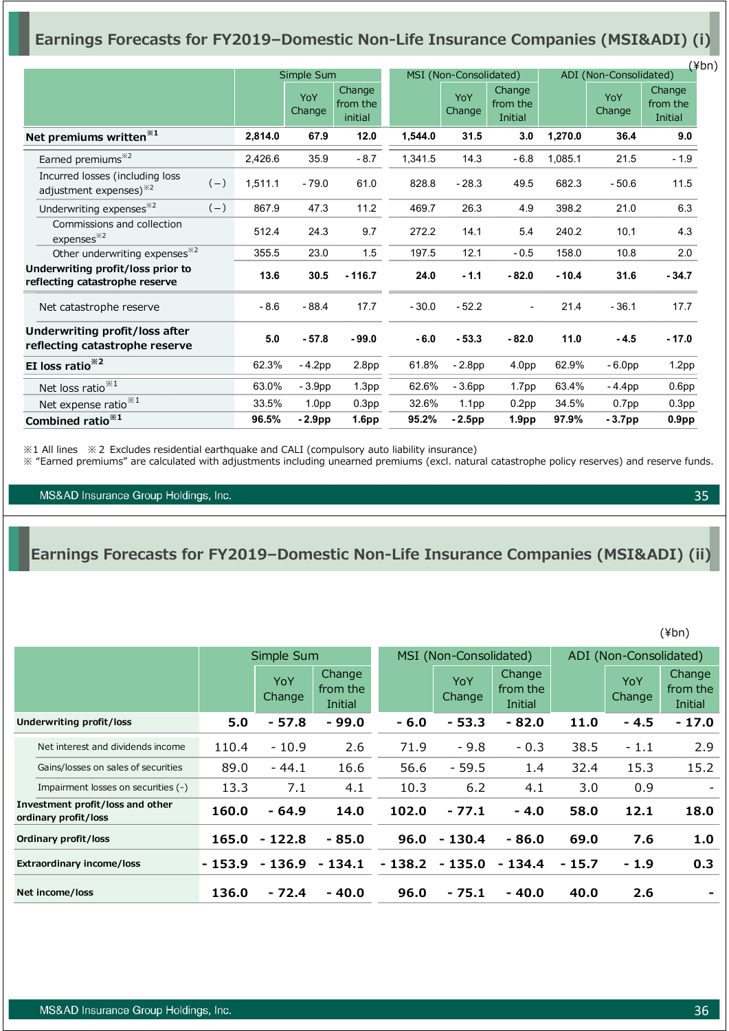## Earnings Forecasts for FY2019–Domestic Non-Life Insurance Companies (MSI&ADI) (i)

(¥bn)

| | | Simple Sum | | | MSI (Non-Consolidated) | | | ADI (Non-Consolidated) | | |
|---|---|---|---|---|---|---|---|---|---|---|
| | | | YoY Change | Change from the initial | | YoY Change | Change from the Initial | | YoY Change | Change from the Initial |
| **Net premiums written**※1 | | **2,814.0** | **67.9** | **12.0** | **1,544.0** | **31.5** | **3.0** | **1,270.0** | **36.4** | **9.0** |
| Earned premiums※2 | | 2,426.6 | 35.9 | - 8.7 | 1,341.5 | 14.3 | - 6.8 | 1,085.1 | 21.5 | - 1.9 |
| Incurred losses (including loss adjustment expenses)※2 | (－) | 1,511.1 | - 79.0 | 61.0 | 828.8 | - 28.3 | 49.5 | 682.3 | - 50.6 | 11.5 |
| Underwriting expenses※2 | (－) | 867.9 | 47.3 | 11.2 | 469.7 | 26.3 | 4.9 | 398.2 | 21.0 | 6.3 |
| Commissions and collection expenses※2 | | 512.4 | 24.3 | 9.7 | 272.2 | 14.1 | 5.4 | 240.2 | 10.1 | 4.3 |
| Other underwriting expenses※2 | | 355.5 | 23.0 | 1.5 | 197.5 | 12.1 | - 0.5 | 158.0 | 10.8 | 2.0 |
| **Underwriting profit/loss prior to reflecting catastrophe reserve** | | **13.6** | **30.5** | **- 116.7** | **24.0** | **- 1.1** | **- 82.0** | **- 10.4** | **31.6** | **- 34.7** |
| Net catastrophe reserve | | - 8.6 | - 88.4 | 17.7 | - 30.0 | - 52.2 | - | 21.4 | - 36.1 | 17.7 |
| **Underwriting profit/loss after reflecting catastrophe reserve** | | **5.0** | **- 57.8** | **- 99.0** | **- 6.0** | **- 53.3** | **- 82.0** | **11.0** | **- 4.5** | **- 17.0** |
| **EI loss ratio**※2 | | 62.3% | - 4.2pp | 2.8pp | 61.8% | - 2.8pp | 4.0pp | 62.9% | - 6.0pp | 1.2pp |
| Net loss ratio※1 | | 63.0% | - 3.9pp | 1.3pp | 62.6% | - 3.6pp | 1.7pp | 63.4% | - 4.4pp | 0.6pp |
| Net expense ratio※1 | | 33.5% | 1.0pp | 0.3pp | 32.6% | 1.1pp | 0.2pp | 34.5% | 0.7pp | 0.3pp |
| **Combined ratio**※1 | | **96.5%** | **- 2.9pp** | **1.6pp** | **95.2%** | **- 2.5pp** | **1.9pp** | **97.9%** | **- 3.7pp** | **0.9pp** |

※1 All lines ※2 Excludes residential earthquake and CALI (compulsory auto liability insurance)
※ "Earned premiums" are calculated with adjustments including unearned premiums (excl. natural catastrophe policy reserves) and reserve funds.

## Earnings Forecasts for FY2019–Domestic Non-Life Insurance Companies (MSI&ADI) (ii)

(¥bn)

| | Simple Sum | | | MSI (Non-Consolidated) | | | ADI (Non-Consolidated) | | |
|---|---|---|---|---|---|---|---|---|---|
| | | YoY Change | Change from the Initial | | YoY Change | Change from the Initial | | YoY Change | Change from the Initial |
| **Underwriting profit/loss** | **5.0** | **- 57.8** | **- 99.0** | **- 6.0** | **- 53.3** | **- 82.0** | **11.0** | **- 4.5** | **- 17.0** |
| Net interest and dividends income | 110.4 | - 10.9 | 2.6 | 71.9 | - 9.8 | - 0.3 | 38.5 | - 1.1 | 2.9 |
| Gains/losses on sales of securities | 89.0 | - 44.1 | 16.6 | 56.6 | - 59.5 | 1.4 | 32.4 | 15.3 | 15.2 |
| Impairment losses on securities (-) | 13.3 | 7.1 | 4.1 | 10.3 | 6.2 | 4.1 | 3.0 | 0.9 | - |
| **Investment profit/loss and other ordinary profit/loss** | **160.0** | **- 64.9** | **14.0** | **102.0** | **- 77.1** | **- 4.0** | **58.0** | **12.1** | **18.0** |
| **Ordinary profit/loss** | **165.0** | **- 122.8** | **- 85.0** | **96.0** | **- 130.4** | **- 86.0** | **69.0** | **7.6** | **1.0** |
| **Extraordinary income/loss** | **- 153.9** | **- 136.9** | **- 134.1** | **- 138.2** | **- 135.0** | **- 134.4** | **- 15.7** | **- 1.9** | **0.3** |
| **Net income/loss** | **136.0** | **- 72.4** | **- 40.0** | **96.0** | **- 75.1** | **- 40.0** | **40.0** | **2.6** | **-** |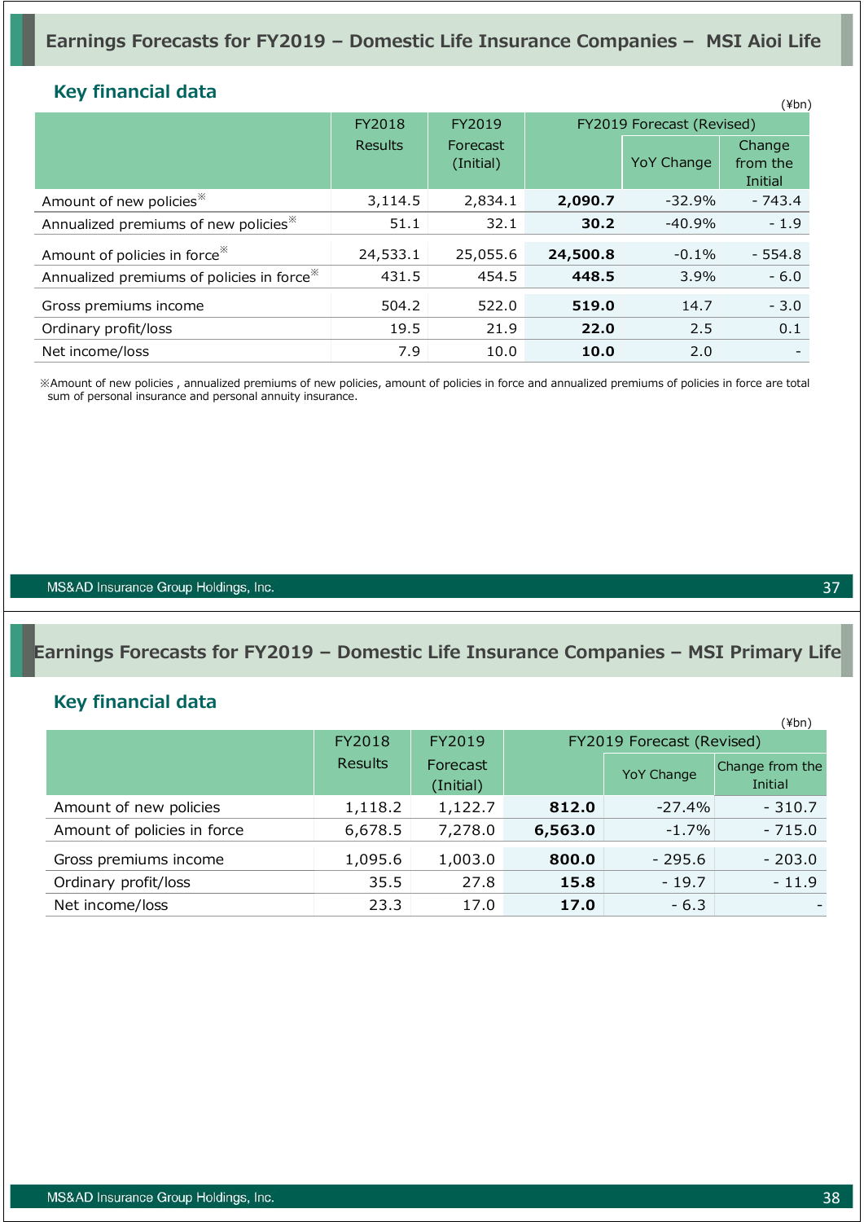## Earnings Forecasts for FY2019 – Domestic Life Insurance Companies – MSI Aioi Life

### Key financial data

(¥bn)

| | FY2018 Results | FY2019 Forecast (Initial) | FY2019 Forecast (Revised) | | |
|---|---|---|---|---|---|
| | | | | YoY Change | Change from the Initial |
| Amount of new policies※ | 3,114.5 | 2,834.1 | **2,090.7** | -32.9% | - 743.4 |
| Annualized premiums of new policies※ | 51.1 | 32.1 | **30.2** | -40.9% | - 1.9 |
| Amount of policies in force※ | 24,533.1 | 25,055.6 | **24,500.8** | -0.1% | - 554.8 |
| Annualized premiums of policies in force※ | 431.5 | 454.5 | **448.5** | 3.9% | - 6.0 |
| Gross premiums income | 504.2 | 522.0 | **519.0** | 14.7 | - 3.0 |
| Ordinary profit/loss | 19.5 | 21.9 | **22.0** | 2.5 | 0.1 |
| Net income/loss | 7.9 | 10.0 | **10.0** | 2.0 | - |

※Amount of new policies , annualized premiums of new policies, amount of policies in force and annualized premiums of policies in force are total sum of personal insurance and personal annuity insurance.

## Earnings Forecasts for FY2019 – Domestic Life Insurance Companies – MSI Primary Life

### Key financial data

(¥bn)

| | FY2018 Results | FY2019 Forecast (Initial) | FY2019 Forecast (Revised) | | |
|---|---|---|---|---|---|
| | | | | YoY Change | Change from the Initial |
| Amount of new policies | 1,118.2 | 1,122.7 | **812.0** | -27.4% | - 310.7 |
| Amount of policies in force | 6,678.5 | 7,278.0 | **6,563.0** | -1.7% | - 715.0 |
| Gross premiums income | 1,095.6 | 1,003.0 | **800.0** | - 295.6 | - 203.0 |
| Ordinary profit/loss | 35.5 | 27.8 | **15.8** | - 19.7 | - 11.9 |
| Net income/loss | 23.3 | 17.0 | **17.0** | - 6.3 | - |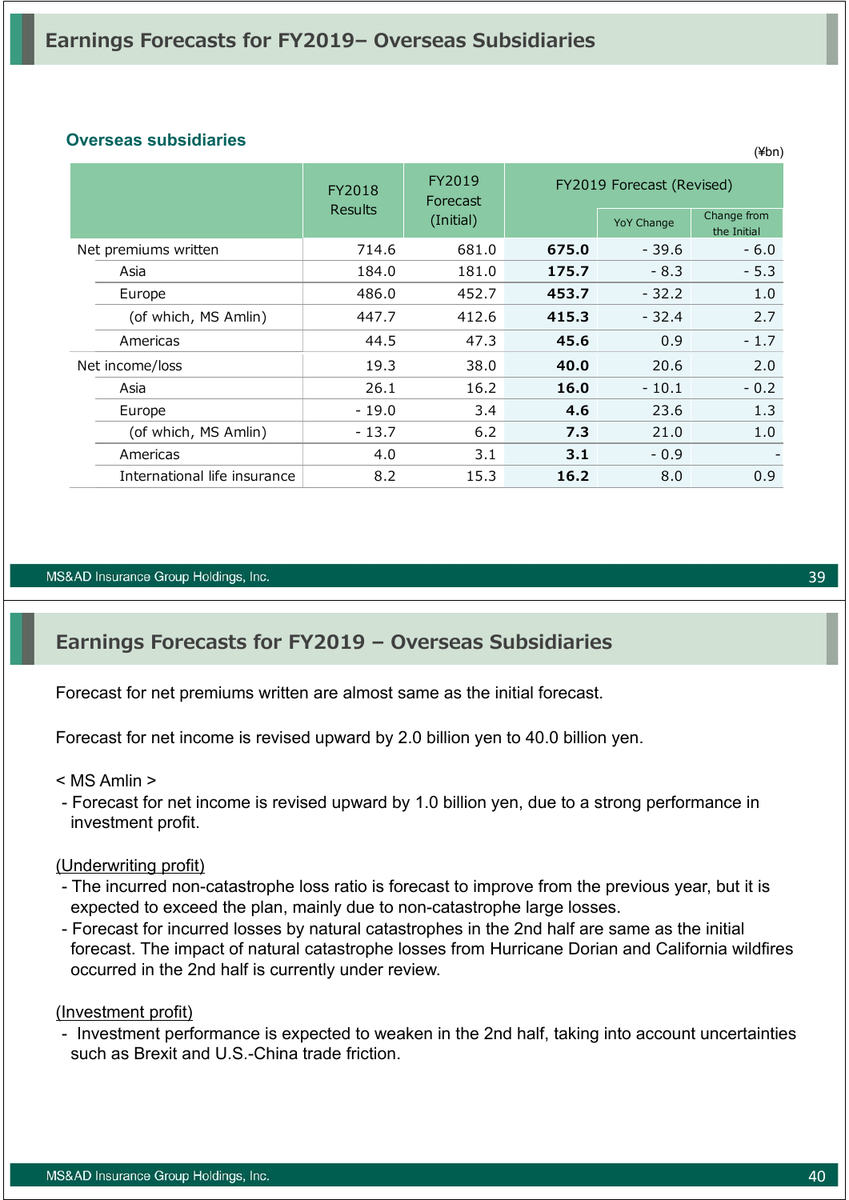## Earnings Forecasts for FY2019– Overseas Subsidiaries

### Overseas subsidiaries

(¥bn)

| | FY2018 Results | FY2019 Forecast (Initial) | FY2019 Forecast (Revised) | | |
|---|---|---|---|---|---|
| | | | | YoY Change | Change from the Initial |
| Net premiums written | 714.6 | 681.0 | **675.0** | - 39.6 | - 6.0 |
| Asia | 184.0 | 181.0 | **175.7** | - 8.3 | - 5.3 |
| Europe | 486.0 | 452.7 | **453.7** | - 32.2 | 1.0 |
| (of which, MS Amlin) | 447.7 | 412.6 | **415.3** | - 32.4 | 2.7 |
| Americas | 44.5 | 47.3 | **45.6** | 0.9 | - 1.7 |
| Net income/loss | 19.3 | 38.0 | **40.0** | 20.6 | 2.0 |
| Asia | 26.1 | 16.2 | **16.0** | - 10.1 | - 0.2 |
| Europe | - 19.0 | 3.4 | **4.6** | 23.6 | 1.3 |
| (of which, MS Amlin) | - 13.7 | 6.2 | **7.3** | 21.0 | 1.0 |
| Americas | 4.0 | 3.1 | **3.1** | - 0.9 | - |
| International life insurance | 8.2 | 15.3 | **16.2** | 8.0 | 0.9 |

## Earnings Forecasts for FY2019 – Overseas Subsidiaries

Forecast for net premiums written are almost same as the initial forecast.

Forecast for net income is revised upward by 2.0 billion yen to 40.0 billion yen.

< MS Amlin >

- Forecast for net income is revised upward by 1.0 billion yen, due to a strong performance in investment profit.

(Underwriting profit)

- The incurred non-catastrophe loss ratio is forecast to improve from the previous year, but it is expected to exceed the plan, mainly due to non-catastrophe large losses.
- Forecast for incurred losses by natural catastrophes in the 2nd half are same as the initial forecast. The impact of natural catastrophe losses from Hurricane Dorian and California wildfires occurred in the 2nd half is currently under review.

(Investment profit)

- Investment performance is expected to weaken in the 2nd half, taking into account uncertainties such as Brexit and U.S.-China trade friction.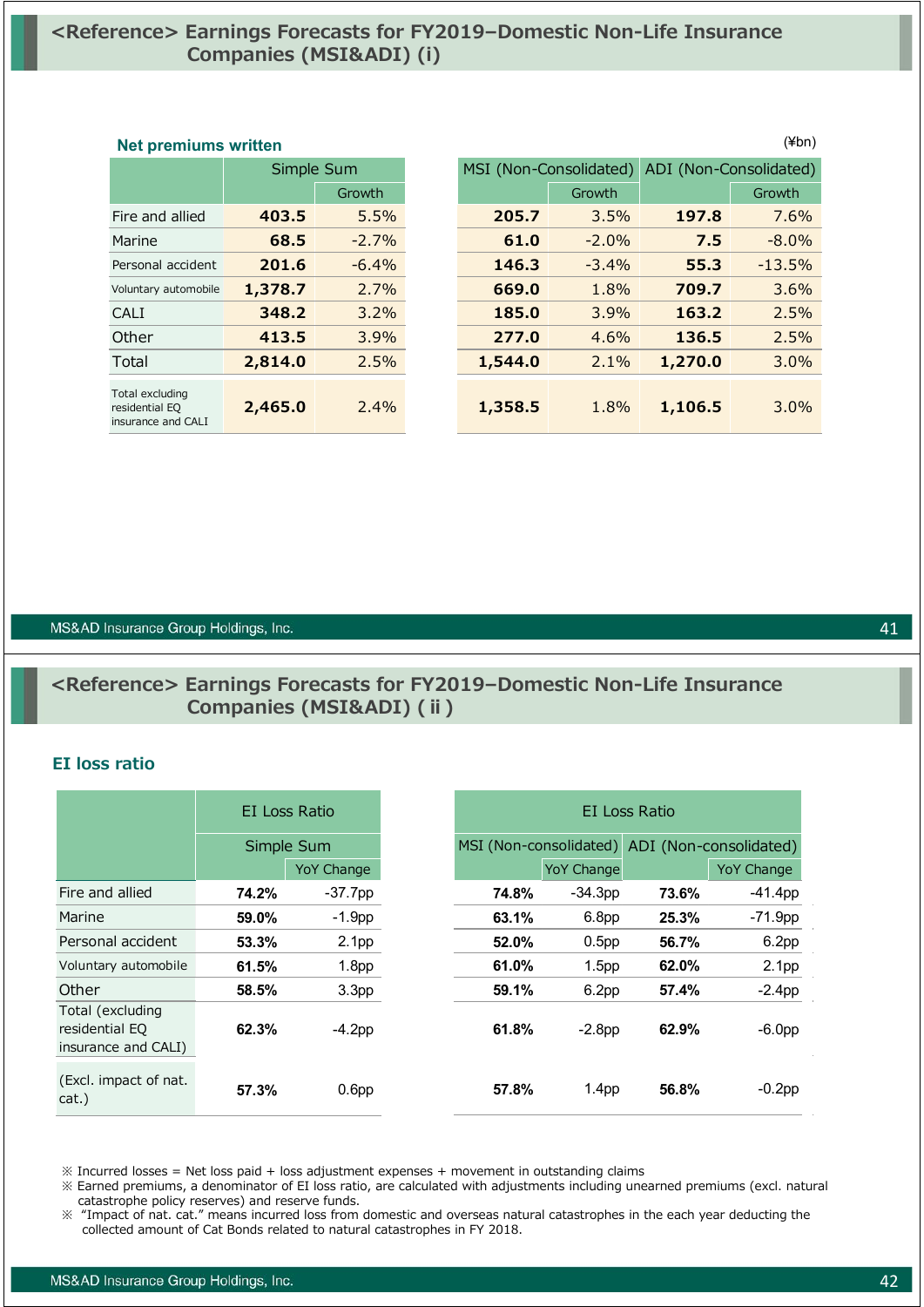# <Reference> Earnings Forecasts for FY2019–Domestic Non-Life Insurance Companies (MSI&ADI) (i)

### Net premiums written

(¥bn)

| | Simple Sum | | MSI (Non-Consolidated) | | ADI (Non-Consolidated) | |
|---|---|---|---|---|---|---|
| | | Growth | | Growth | | Growth |
| Fire and allied | **403.5** | 5.5% | **205.7** | 3.5% | **197.8** | 7.6% |
| Marine | **68.5** | -2.7% | **61.0** | -2.0% | **7.5** | -8.0% |
| Personal accident | **201.6** | -6.4% | **146.3** | -3.4% | **55.3** | -13.5% |
| Voluntary automobile | **1,378.7** | 2.7% | **669.0** | 1.8% | **709.7** | 3.6% |
| CALI | **348.2** | 3.2% | **185.0** | 3.9% | **163.2** | 2.5% |
| Other | **413.5** | 3.9% | **277.0** | 4.6% | **136.5** | 2.5% |
| Total | **2,814.0** | 2.5% | **1,544.0** | 2.1% | **1,270.0** | 3.0% |
| Total excluding residential EQ insurance and CALI | **2,465.0** | 2.4% | **1,358.5** | 1.8% | **1,106.5** | 3.0% |

# <Reference> Earnings Forecasts for FY2019–Domestic Non-Life Insurance Companies (MSI&ADI) ( ii )

### EI loss ratio

| | EI Loss Ratio | | EI Loss Ratio | | | |
|---|---|---|---|---|---|---|
| | Simple Sum | | MSI (Non-consolidated) | | ADI (Non-consolidated) | |
| | | YoY Change | | YoY Change | | YoY Change |
| Fire and allied | **74.2%** | -37.7pp | **74.8%** | -34.3pp | **73.6%** | -41.4pp |
| Marine | **59.0%** | -1.9pp | **63.1%** | 6.8pp | **25.3%** | -71.9pp |
| Personal accident | **53.3%** | 2.1pp | **52.0%** | 0.5pp | **56.7%** | 6.2pp |
| Voluntary automobile | **61.5%** | 1.8pp | **61.0%** | 1.5pp | **62.0%** | 2.1pp |
| Other | **58.5%** | 3.3pp | **59.1%** | 6.2pp | **57.4%** | -2.4pp |
| Total (excluding residential EQ insurance and CALI) | **62.3%** | -4.2pp | **61.8%** | -2.8pp | **62.9%** | -6.0pp |
| (Excl. impact of nat. cat.) | **57.3%** | 0.6pp | **57.8%** | 1.4pp | **56.8%** | -0.2pp |

※ Incurred losses = Net loss paid + loss adjustment expenses + movement in outstanding claims
※ Earned premiums, a denominator of EI loss ratio, are calculated with adjustments including unearned premiums (excl. natural catastrophe policy reserves) and reserve funds.
※ "Impact of nat. cat." means incurred loss from domestic and overseas natural catastrophes in the each year deducting the collected amount of Cat Bonds related to natural catastrophes in FY 2018.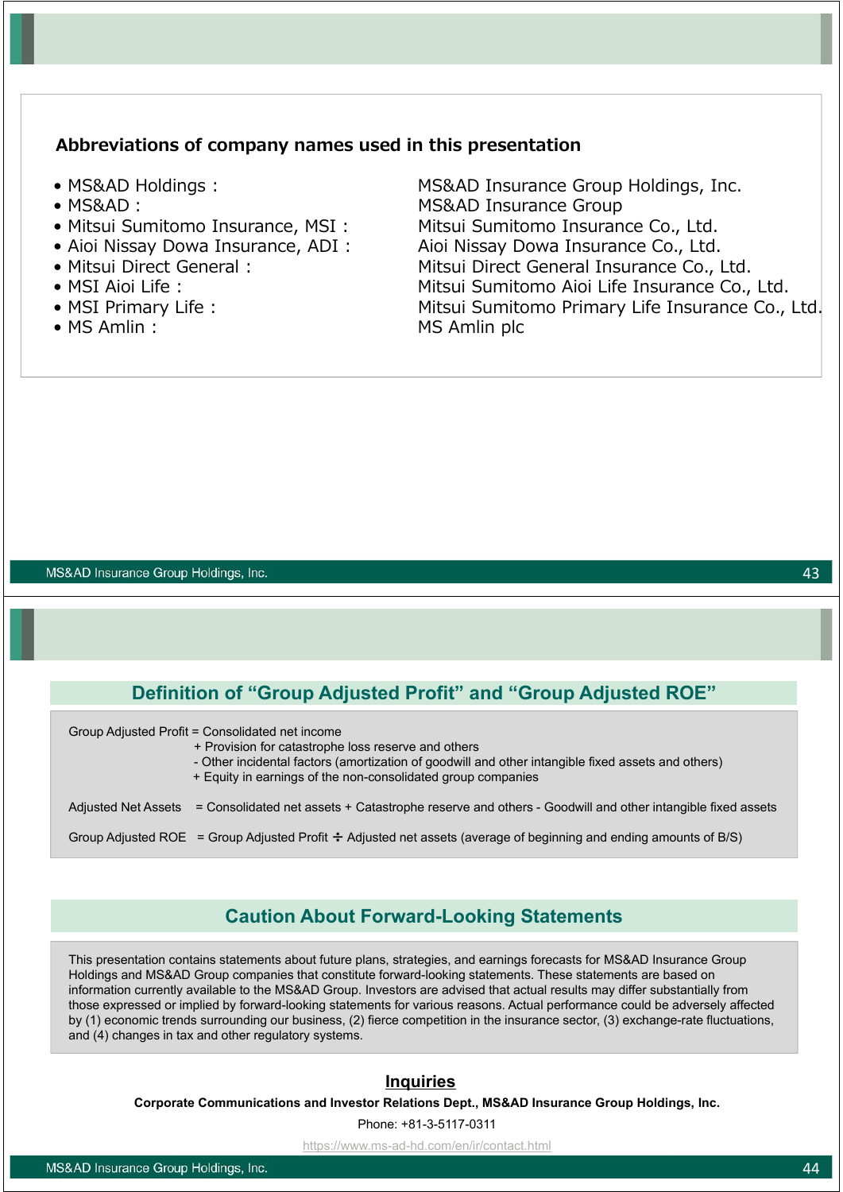## Abbreviations of company names used in this presentation

| | |
|---|---|
| • MS&AD Holdings : | MS&AD Insurance Group Holdings, Inc. |
| • MS&AD : | MS&AD Insurance Group |
| • Mitsui Sumitomo Insurance, MSI : | Mitsui Sumitomo Insurance Co., Ltd. |
| • Aioi Nissay Dowa Insurance, ADI : | Aioi Nissay Dowa Insurance Co., Ltd. |
| • Mitsui Direct General : | Mitsui Direct General Insurance Co., Ltd. |
| • MSI Aioi Life : | Mitsui Sumitomo Aioi Life Insurance Co., Ltd. |
| • MSI Primary Life : | Mitsui Sumitomo Primary Life Insurance Co., Ltd. |
| • MS Amlin : | MS Amlin plc |

## Definition of "Group Adjusted Profit" and "Group Adjusted ROE"

Group Adjusted Profit = Consolidated net income
+ Provision for catastrophe loss reserve and others
- Other incidental factors (amortization of goodwill and other intangible fixed assets and others)
+ Equity in earnings of the non-consolidated group companies

Adjusted Net Assets = Consolidated net assets + Catastrophe reserve and others - Goodwill and other intangible fixed assets

Group Adjusted ROE = Group Adjusted Profit ÷ Adjusted net assets (average of beginning and ending amounts of B/S)

## Caution About Forward-Looking Statements

This presentation contains statements about future plans, strategies, and earnings forecasts for MS&AD Insurance Group Holdings and MS&AD Group companies that constitute forward-looking statements. These statements are based on information currently available to the MS&AD Group. Investors are advised that actual results may differ substantially from those expressed or implied by forward-looking statements for various reasons. Actual performance could be adversely affected by (1) economic trends surrounding our business, (2) fierce competition in the insurance sector, (3) exchange-rate fluctuations, and (4) changes in tax and other regulatory systems.

### Inquiries

**Corporate Communications and Investor Relations Dept., MS&AD Insurance Group Holdings, Inc.**

Phone: +81-3-5117-0311

https://www.ms-ad-hd.com/en/ir/contact.html